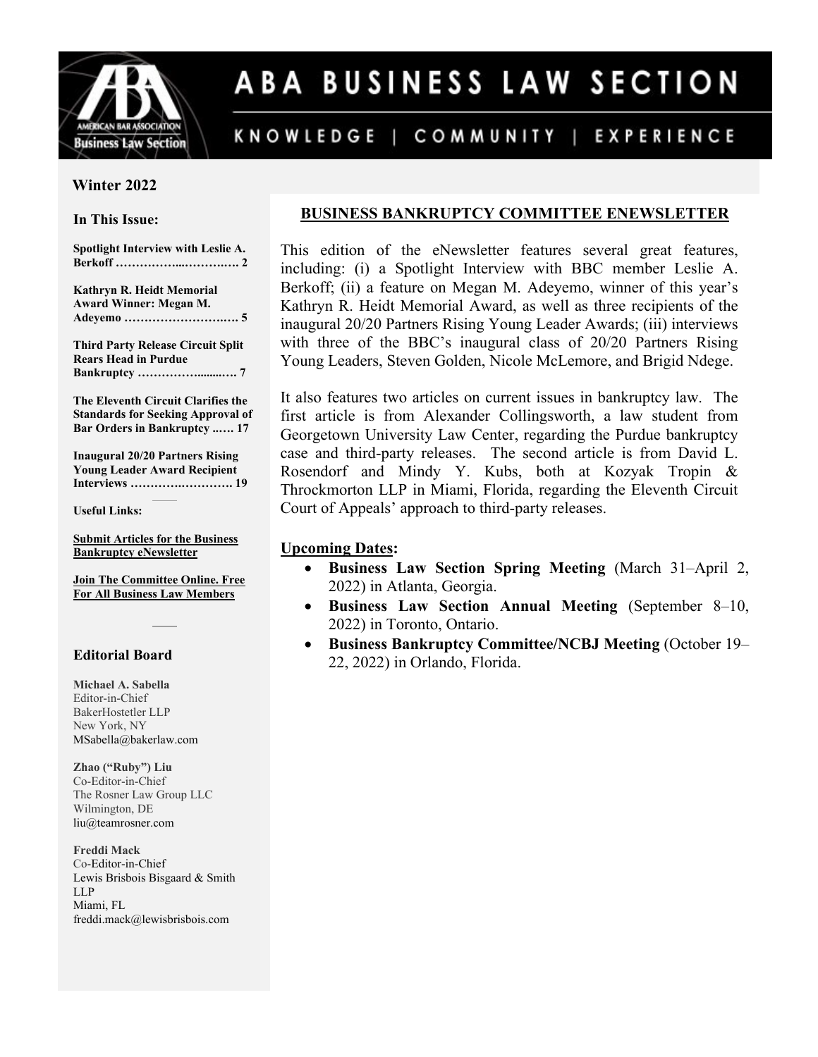# ABA BUSINESS LAW SECTION

KNOWLEDGE | COMMUNITY | EXPERIENCE

**Winter 2022**

### In This Issue:

**Spotlight Interview with Leslie A. Berkoff ……………...……….…. 2**

**Kathryn R. Heidt Memorial Award Winner: Megan M. Adeyemo ………………………… 5**

**Third Party Release Circuit Split Rears Head in Purdue Bankruptcy ……………........…. 7**

**The Eleventh Circuit Clarifies the Standards for Seeking Approval of Bar Orders in Bankruptcy ..…. 17**

**Inaugural 20/20 Partners Rising Young Leader Award Recipient Interviews ……….……………. 19**

**Useful Links:**

**Submit Articles for the Business Bankruptcy eNewsletter**

**Join The Committee Online. Free For All Business Law Members**

### Editorial Board

**Michael A. Sabella**
Editor-in-Chief
BakerHostetler LLP
New York, NY
MSabella@bakerlaw.com

**Zhao ("Ruby") Liu**
Co-Editor-in-Chief
The Rosner Law Group LLC
Wilmington, DE
liu@teamrosner.com

**Freddi Mack**
Co-Editor-in-Chief
Lewis Brisbois Bisgaard & Smith LLP
Miami, FL
freddi.mack@lewisbrisbois.com

## BUSINESS BANKRUPTCY COMMITTEE ENEWSLETTER

This edition of the eNewsletter features several great features, including: (i) a Spotlight Interview with BBC member Leslie A. Berkoff; (ii) a feature on Megan M. Adeyemo, winner of this year's Kathryn R. Heidt Memorial Award, as well as three recipients of the inaugural 20/20 Partners Rising Young Leader Awards; (iii) interviews with three of the BBC's inaugural class of 20/20 Partners Rising Young Leaders, Steven Golden, Nicole McLemore, and Brigid Ndege.

It also features two articles on current issues in bankruptcy law. The first article is from Alexander Collingsworth, a law student from Georgetown University Law Center, regarding the Purdue bankruptcy case and third-party releases. The second article is from David L. Rosendorf and Mindy Y. Kubs, both at Kozyak Tropin & Throckmorton LLP in Miami, Florida, regarding the Eleventh Circuit Court of Appeals' approach to third-party releases.

**Upcoming Dates:**

- **Business Law Section Spring Meeting** (March 31–April 2, 2022) in Atlanta, Georgia.
- **Business Law Section Annual Meeting** (September 8–10, 2022) in Toronto, Ontario.
- **Business Bankruptcy Committee/NCBJ Meeting** (October 19–22, 2022) in Orlando, Florida.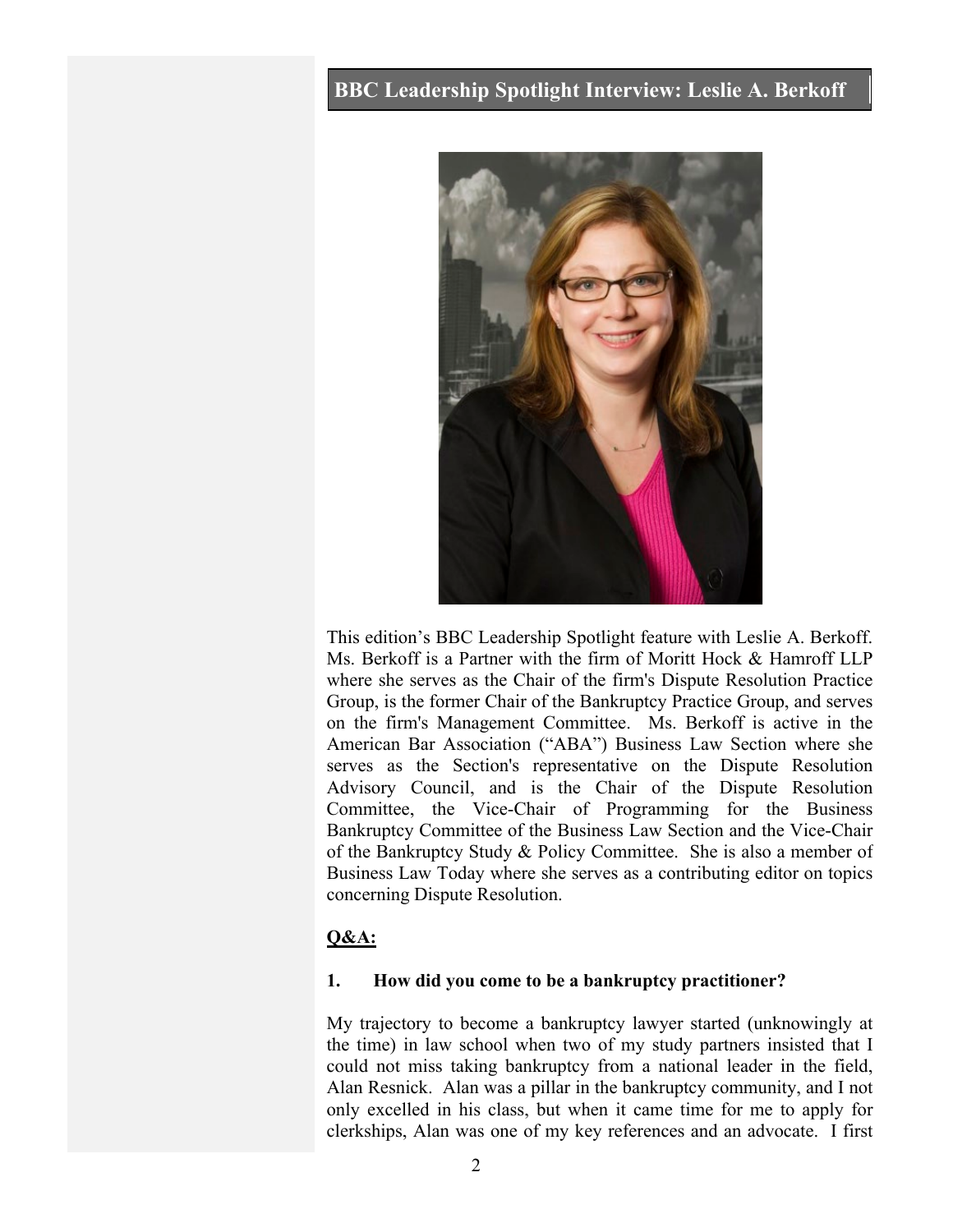## BBC Leadership Spotlight Interview: Leslie A. Berkoff

This edition's BBC Leadership Spotlight feature with Leslie A. Berkoff. Ms. Berkoff is a Partner with the firm of Moritt Hock & Hamroff LLP where she serves as the Chair of the firm's Dispute Resolution Practice Group, is the former Chair of the Bankruptcy Practice Group, and serves on the firm's Management Committee. Ms. Berkoff is active in the American Bar Association ("ABA") Business Law Section where she serves as the Section's representative on the Dispute Resolution Advisory Council, and is the Chair of the Dispute Resolution Committee, the Vice-Chair of Programming for the Business Bankruptcy Committee of the Business Law Section and the Vice-Chair of the Bankruptcy Study & Policy Committee. She is also a member of Business Law Today where she serves as a contributing editor on topics concerning Dispute Resolution.

**Q&A:**

**1. How did you come to be a bankruptcy practitioner?**

My trajectory to become a bankruptcy lawyer started (unknowingly at the time) in law school when two of my study partners insisted that I could not miss taking bankruptcy from a national leader in the field, Alan Resnick. Alan was a pillar in the bankruptcy community, and I not only excelled in his class, but when it came time for me to apply for clerkships, Alan was one of my key references and an advocate. I first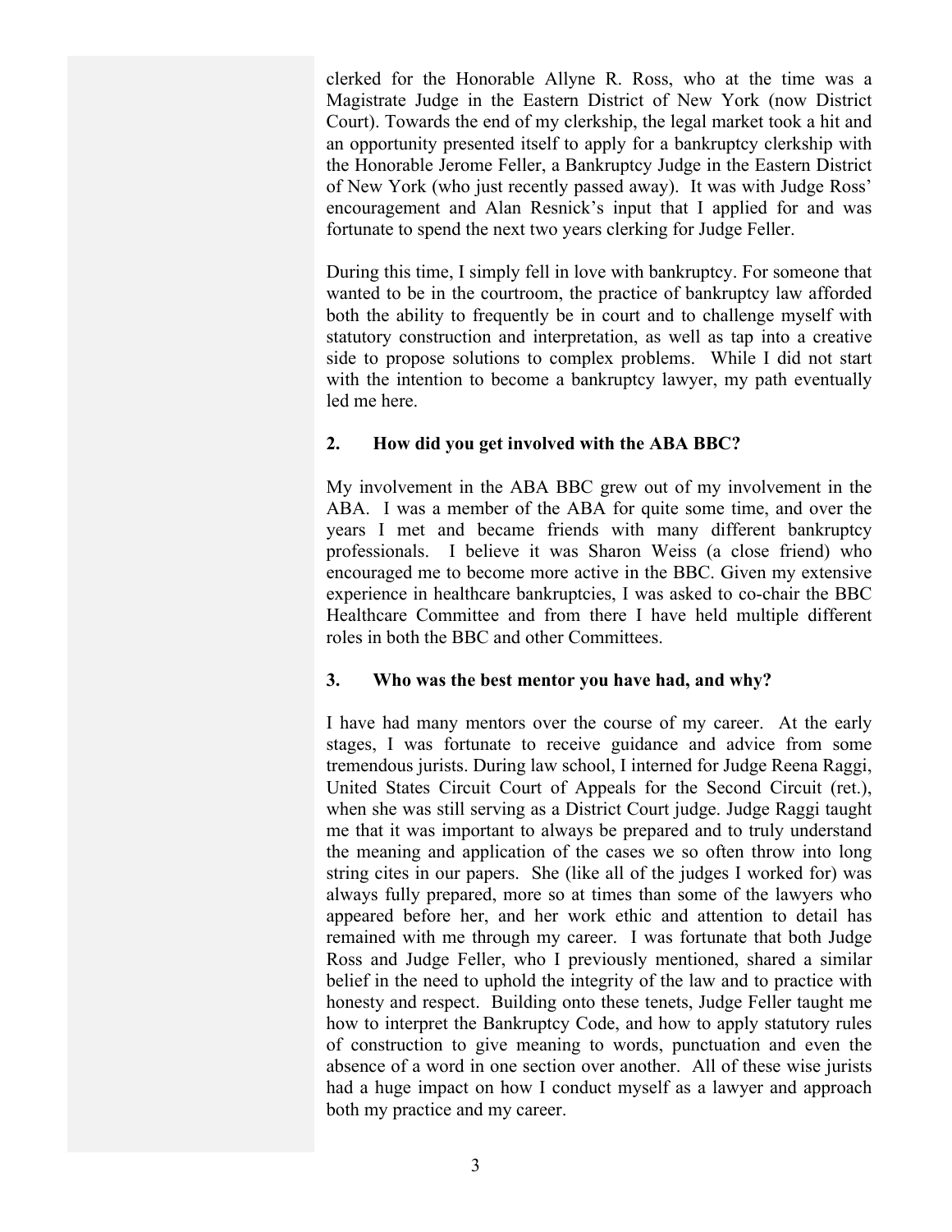clerked for the Honorable Allyne R. Ross, who at the time was a Magistrate Judge in the Eastern District of New York (now District Court). Towards the end of my clerkship, the legal market took a hit and an opportunity presented itself to apply for a bankruptcy clerkship with the Honorable Jerome Feller, a Bankruptcy Judge in the Eastern District of New York (who just recently passed away). It was with Judge Ross' encouragement and Alan Resnick's input that I applied for and was fortunate to spend the next two years clerking for Judge Feller.

During this time, I simply fell in love with bankruptcy. For someone that wanted to be in the courtroom, the practice of bankruptcy law afforded both the ability to frequently be in court and to challenge myself with statutory construction and interpretation, as well as tap into a creative side to propose solutions to complex problems. While I did not start with the intention to become a bankruptcy lawyer, my path eventually led me here.

**2. How did you get involved with the ABA BBC?**

My involvement in the ABA BBC grew out of my involvement in the ABA. I was a member of the ABA for quite some time, and over the years I met and became friends with many different bankruptcy professionals. I believe it was Sharon Weiss (a close friend) who encouraged me to become more active in the BBC. Given my extensive experience in healthcare bankruptcies, I was asked to co-chair the BBC Healthcare Committee and from there I have held multiple different roles in both the BBC and other Committees.

**3. Who was the best mentor you have had, and why?**

I have had many mentors over the course of my career. At the early stages, I was fortunate to receive guidance and advice from some tremendous jurists. During law school, I interned for Judge Reena Raggi, United States Circuit Court of Appeals for the Second Circuit (ret.), when she was still serving as a District Court judge. Judge Raggi taught me that it was important to always be prepared and to truly understand the meaning and application of the cases we so often throw into long string cites in our papers. She (like all of the judges I worked for) was always fully prepared, more so at times than some of the lawyers who appeared before her, and her work ethic and attention to detail has remained with me through my career. I was fortunate that both Judge Ross and Judge Feller, who I previously mentioned, shared a similar belief in the need to uphold the integrity of the law and to practice with honesty and respect. Building onto these tenets, Judge Feller taught me how to interpret the Bankruptcy Code, and how to apply statutory rules of construction to give meaning to words, punctuation and even the absence of a word in one section over another. All of these wise jurists had a huge impact on how I conduct myself as a lawyer and approach both my practice and my career.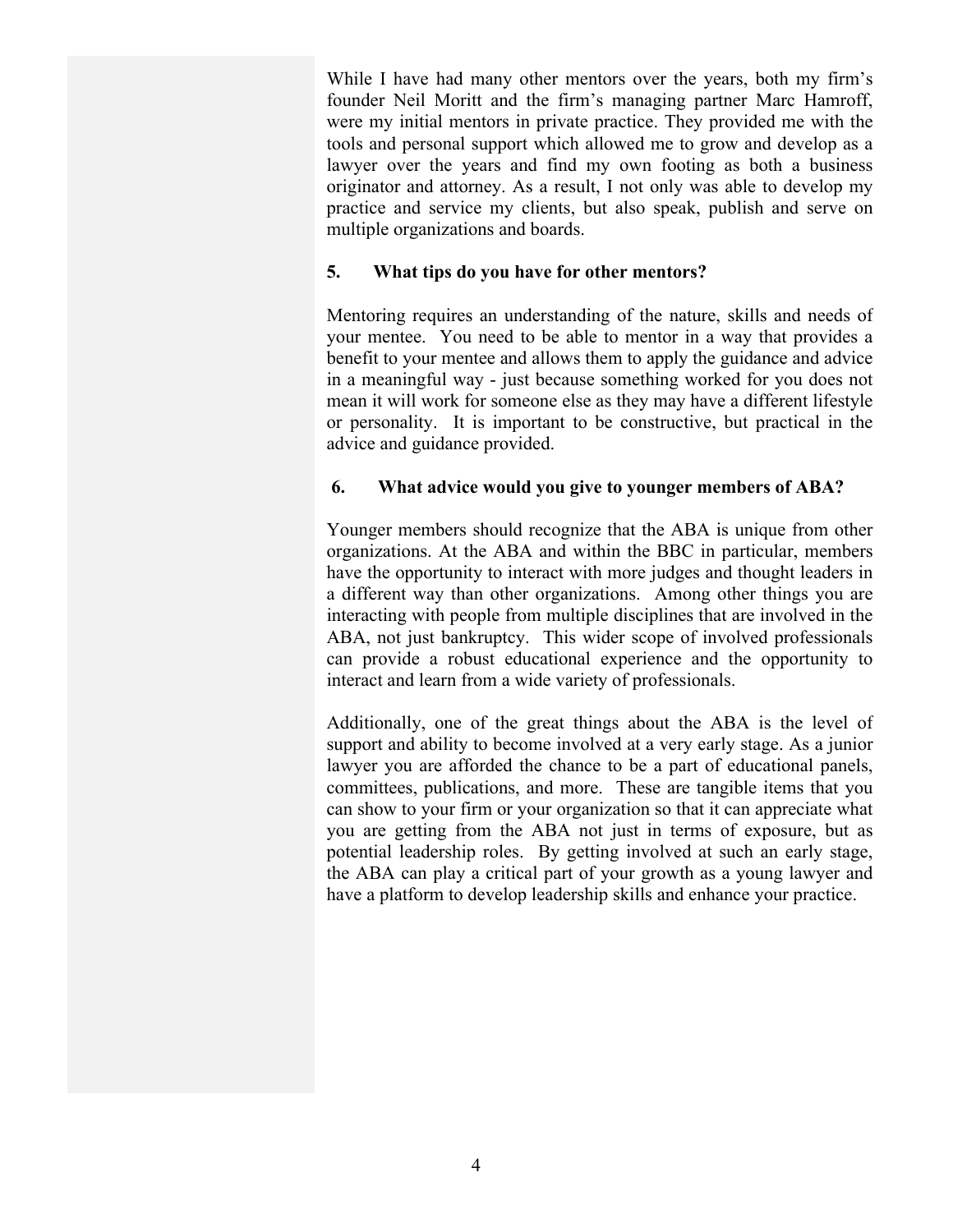While I have had many other mentors over the years, both my firm's founder Neil Moritt and the firm's managing partner Marc Hamroff, were my initial mentors in private practice. They provided me with the tools and personal support which allowed me to grow and develop as a lawyer over the years and find my own footing as both a business originator and attorney. As a result, I not only was able to develop my practice and service my clients, but also speak, publish and serve on multiple organizations and boards.

**5. What tips do you have for other mentors?**

Mentoring requires an understanding of the nature, skills and needs of your mentee. You need to be able to mentor in a way that provides a benefit to your mentee and allows them to apply the guidance and advice in a meaningful way - just because something worked for you does not mean it will work for someone else as they may have a different lifestyle or personality. It is important to be constructive, but practical in the advice and guidance provided.

**6. What advice would you give to younger members of ABA?**

Younger members should recognize that the ABA is unique from other organizations. At the ABA and within the BBC in particular, members have the opportunity to interact with more judges and thought leaders in a different way than other organizations. Among other things you are interacting with people from multiple disciplines that are involved in the ABA, not just bankruptcy. This wider scope of involved professionals can provide a robust educational experience and the opportunity to interact and learn from a wide variety of professionals.

Additionally, one of the great things about the ABA is the level of support and ability to become involved at a very early stage. As a junior lawyer you are afforded the chance to be a part of educational panels, committees, publications, and more. These are tangible items that you can show to your firm or your organization so that it can appreciate what you are getting from the ABA not just in terms of exposure, but as potential leadership roles. By getting involved at such an early stage, the ABA can play a critical part of your growth as a young lawyer and have a platform to develop leadership skills and enhance your practice.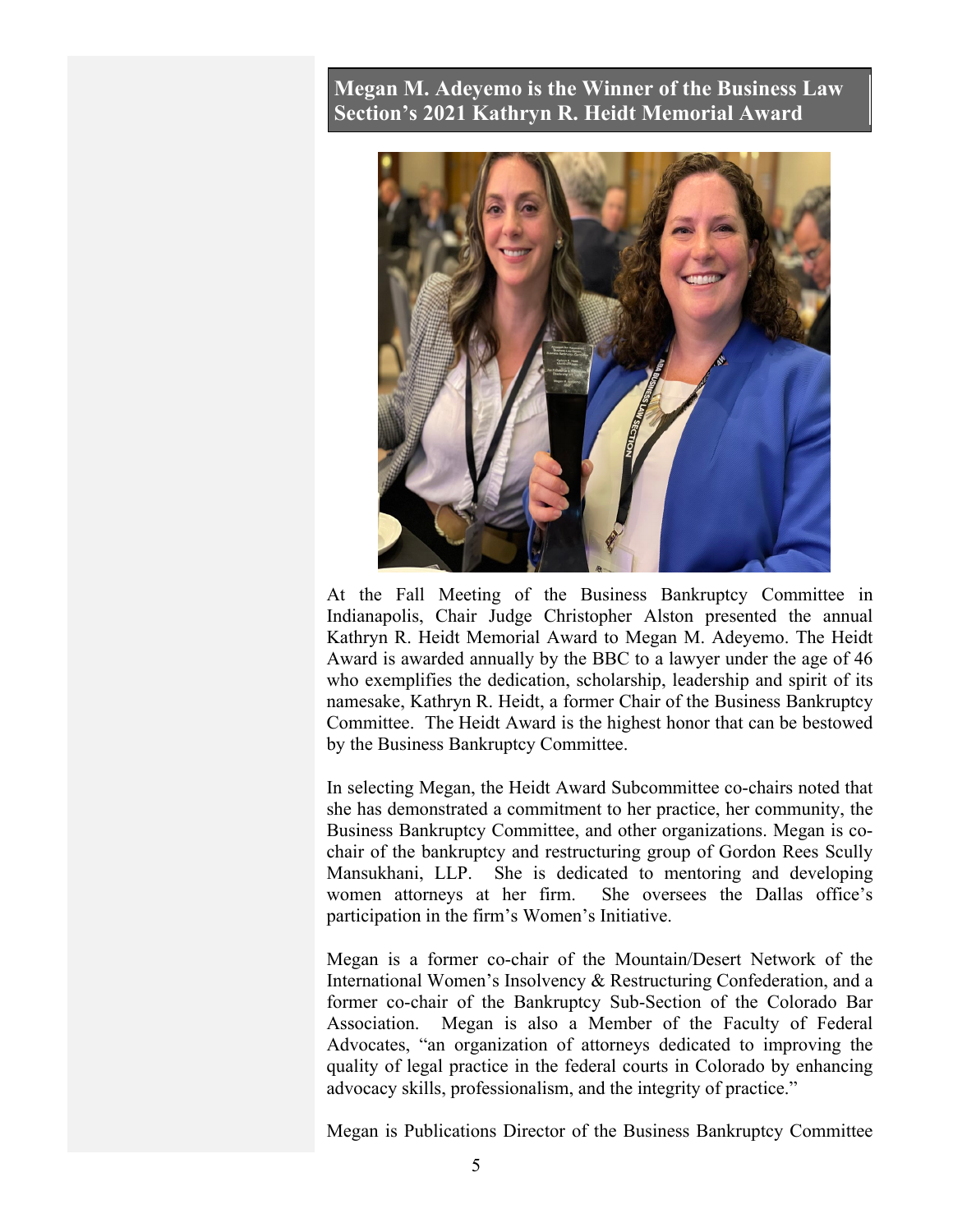## Megan M. Adeyemo is the Winner of the Business Law Section's 2021 Kathryn R. Heidt Memorial Award

At the Fall Meeting of the Business Bankruptcy Committee in Indianapolis, Chair Judge Christopher Alston presented the annual Kathryn R. Heidt Memorial Award to Megan M. Adeyemo. The Heidt Award is awarded annually by the BBC to a lawyer under the age of 46 who exemplifies the dedication, scholarship, leadership and spirit of its namesake, Kathryn R. Heidt, a former Chair of the Business Bankruptcy Committee. The Heidt Award is the highest honor that can be bestowed by the Business Bankruptcy Committee.

In selecting Megan, the Heidt Award Subcommittee co-chairs noted that she has demonstrated a commitment to her practice, her community, the Business Bankruptcy Committee, and other organizations. Megan is co-chair of the bankruptcy and restructuring group of Gordon Rees Scully Mansukhani, LLP. She is dedicated to mentoring and developing women attorneys at her firm. She oversees the Dallas office's participation in the firm's Women's Initiative.

Megan is a former co-chair of the Mountain/Desert Network of the International Women's Insolvency & Restructuring Confederation, and a former co-chair of the Bankruptcy Sub-Section of the Colorado Bar Association. Megan is also a Member of the Faculty of Federal Advocates, "an organization of attorneys dedicated to improving the quality of legal practice in the federal courts in Colorado by enhancing advocacy skills, professionalism, and the integrity of practice."

Megan is Publications Director of the Business Bankruptcy Committee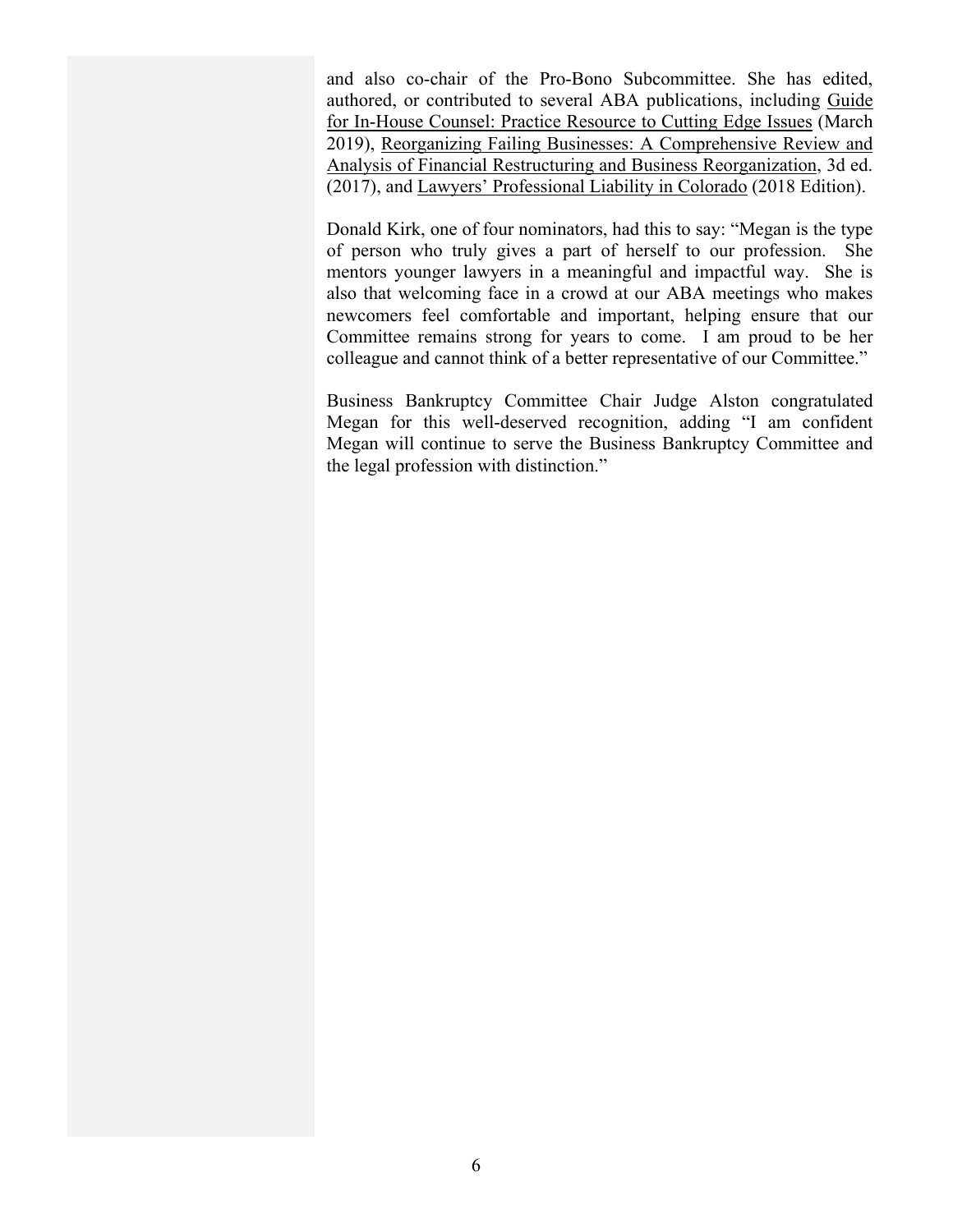and also co-chair of the Pro-Bono Subcommittee. She has edited, authored, or contributed to several ABA publications, including Guide for In-House Counsel: Practice Resource to Cutting Edge Issues (March 2019), Reorganizing Failing Businesses: A Comprehensive Review and Analysis of Financial Restructuring and Business Reorganization, 3d ed. (2017), and Lawyers' Professional Liability in Colorado (2018 Edition).

Donald Kirk, one of four nominators, had this to say: "Megan is the type of person who truly gives a part of herself to our profession. She mentors younger lawyers in a meaningful and impactful way. She is also that welcoming face in a crowd at our ABA meetings who makes newcomers feel comfortable and important, helping ensure that our Committee remains strong for years to come. I am proud to be her colleague and cannot think of a better representative of our Committee."

Business Bankruptcy Committee Chair Judge Alston congratulated Megan for this well-deserved recognition, adding "I am confident Megan will continue to serve the Business Bankruptcy Committee and the legal profession with distinction."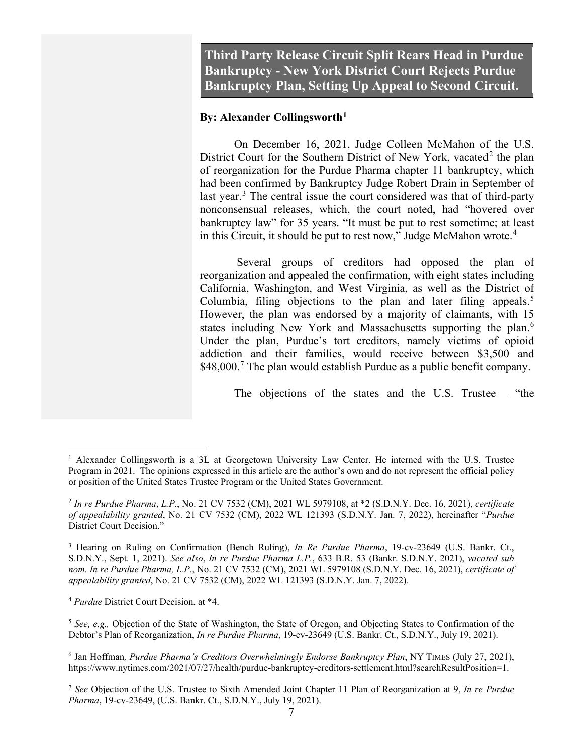# Third Party Release Circuit Split Rears Head in Purdue Bankruptcy - New York District Court Rejects Purdue Bankruptcy Plan, Setting Up Appeal to Second Circuit.

**By: Alexander Collingsworth[1]**

On December 16, 2021, Judge Colleen McMahon of the U.S. District Court for the Southern District of New York, vacated[2] the plan of reorganization for the Purdue Pharma chapter 11 bankruptcy, which had been confirmed by Bankruptcy Judge Robert Drain in September of last year.[3] The central issue the court considered was that of third-party nonconsensual releases, which, the court noted, had "hovered over bankruptcy law" for 35 years. "It must be put to rest sometime; at least in this Circuit, it should be put to rest now," Judge McMahon wrote.[4]

Several groups of creditors had opposed the plan of reorganization and appealed the confirmation, with eight states including California, Washington, and West Virginia, as well as the District of Columbia, filing objections to the plan and later filing appeals.[5] However, the plan was endorsed by a majority of claimants, with 15 states including New York and Massachusetts supporting the plan.[6] Under the plan, Purdue's tort creditors, namely victims of opioid addiction and their families, would receive between \$3,500 and \$48,000.[7] The plan would establish Purdue as a public benefit company.

The objections of the states and the U.S. Trustee— "the

---

[1] Alexander Collingsworth is a 3L at Georgetown University Law Center. He interned with the U.S. Trustee Program in 2021. The opinions expressed in this article are the author's own and do not represent the official policy or position of the United States Trustee Program or the United States Government.

[2] *In re Purdue Pharma*, *L.P*., No. 21 CV 7532 (CM), 2021 WL 5979108, at \*2 (S.D.N.Y. Dec. 16, 2021), *certificate of appealability granted*, No. 21 CV 7532 (CM), 2022 WL 121393 (S.D.N.Y. Jan. 7, 2022), hereinafter "*Purdue* District Court Decision."

[3] Hearing on Ruling on Confirmation (Bench Ruling), *In Re Purdue Pharma*, 19-cv-23649 (U.S. Bankr. Ct., S.D.N.Y., Sept. 1, 2021). *See also*, *In re Purdue Pharma L.P.*, 633 B.R. 53 (Bankr. S.D.N.Y. 2021), *vacated sub nom. In re Purdue Pharma, L.P.*, No. 21 CV 7532 (CM), 2021 WL 5979108 (S.D.N.Y. Dec. 16, 2021), *certificate of appealability granted*, No. 21 CV 7532 (CM), 2022 WL 121393 (S.D.N.Y. Jan. 7, 2022).

[4] *Purdue* District Court Decision, at \*4.

[5] *See, e.g.,* Objection of the State of Washington, the State of Oregon, and Objecting States to Confirmation of the Debtor's Plan of Reorganization, *In re Purdue Pharma*, 19-cv-23649 (U.S. Bankr. Ct., S.D.N.Y., July 19, 2021).

[6] Jan Hoffman*, Purdue Pharma's Creditors Overwhelmingly Endorse Bankruptcy Plan*, NY TIMES (July 27, 2021), https://www.nytimes.com/2021/07/27/health/purdue-bankruptcy-creditors-settlement.html?searchResultPosition=1.

[7] *See* Objection of the U.S. Trustee to Sixth Amended Joint Chapter 11 Plan of Reorganization at 9, *In re Purdue Pharma*, 19-cv-23649, (U.S. Bankr. Ct., S.D.N.Y., July 19, 2021).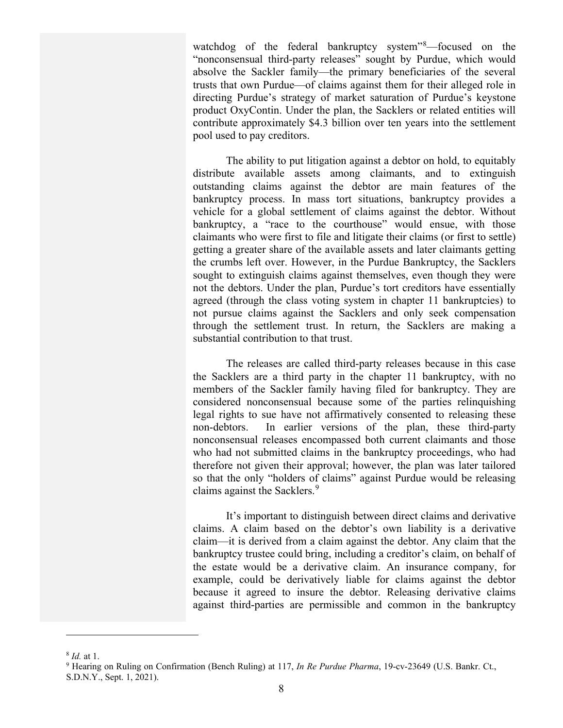watchdog of the federal bankruptcy system"[8]—focused on the "nonconsensual third-party releases" sought by Purdue, which would absolve the Sackler family—the primary beneficiaries of the several trusts that own Purdue—of claims against them for their alleged role in directing Purdue's strategy of market saturation of Purdue's keystone product OxyContin. Under the plan, the Sacklers or related entities will contribute approximately $4.3 billion over ten years into the settlement pool used to pay creditors.

The ability to put litigation against a debtor on hold, to equitably distribute available assets among claimants, and to extinguish outstanding claims against the debtor are main features of the bankruptcy process. In mass tort situations, bankruptcy provides a vehicle for a global settlement of claims against the debtor. Without bankruptcy, a "race to the courthouse" would ensue, with those claimants who were first to file and litigate their claims (or first to settle) getting a greater share of the available assets and later claimants getting the crumbs left over. However, in the Purdue Bankruptcy, the Sacklers sought to extinguish claims against themselves, even though they were not the debtors. Under the plan, Purdue's tort creditors have essentially agreed (through the class voting system in chapter 11 bankruptcies) to not pursue claims against the Sacklers and only seek compensation through the settlement trust. In return, the Sacklers are making a substantial contribution to that trust.

The releases are called third-party releases because in this case the Sacklers are a third party in the chapter 11 bankruptcy, with no members of the Sackler family having filed for bankruptcy. They are considered nonconsensual because some of the parties relinquishing legal rights to sue have not affirmatively consented to releasing these non-debtors. In earlier versions of the plan, these third-party nonconsensual releases encompassed both current claimants and those who had not submitted claims in the bankruptcy proceedings, who had therefore not given their approval; however, the plan was later tailored so that the only "holders of claims" against Purdue would be releasing claims against the Sacklers.[9]

It's important to distinguish between direct claims and derivative claims. A claim based on the debtor's own liability is a derivative claim—it is derived from a claim against the debtor. Any claim that the bankruptcy trustee could bring, including a creditor's claim, on behalf of the estate would be a derivative claim. An insurance company, for example, could be derivatively liable for claims against the debtor because it agreed to insure the debtor. Releasing derivative claims against third-parties are permissible and common in the bankruptcy

---

[8] *Id.* at 1.

[9] Hearing on Ruling on Confirmation (Bench Ruling) at 117, *In Re Purdue Pharma*, 19-cv-23649 (U.S. Bankr. Ct., S.D.N.Y., Sept. 1, 2021).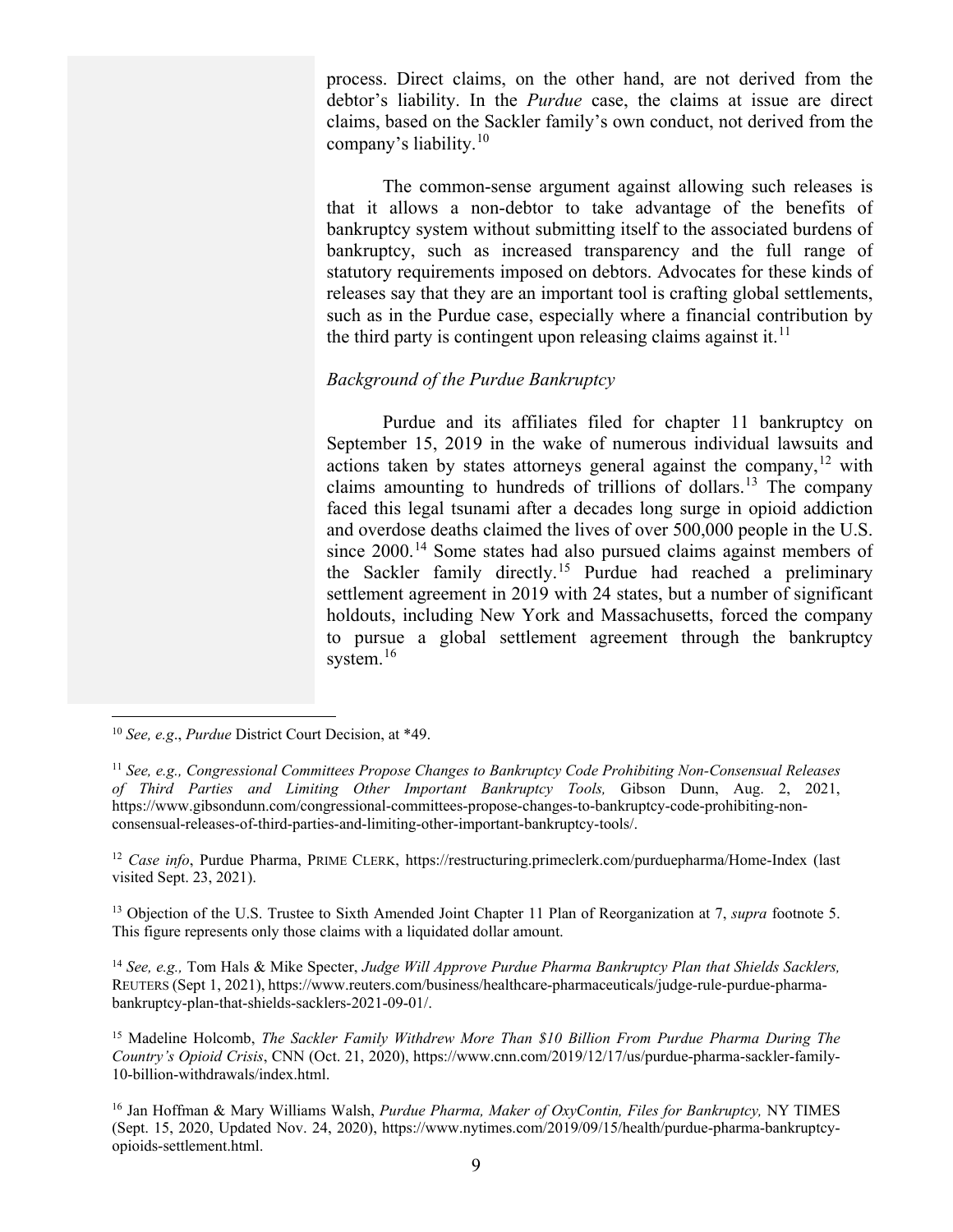process. Direct claims, on the other hand, are not derived from the debtor's liability. In the *Purdue* case, the claims at issue are direct claims, based on the Sackler family's own conduct, not derived from the company's liability.[10]

The common-sense argument against allowing such releases is that it allows a non-debtor to take advantage of the benefits of bankruptcy system without submitting itself to the associated burdens of bankruptcy, such as increased transparency and the full range of statutory requirements imposed on debtors. Advocates for these kinds of releases say that they are an important tool is crafting global settlements, such as in the Purdue case, especially where a financial contribution by the third party is contingent upon releasing claims against it.[11]

*Background of the Purdue Bankruptcy*

Purdue and its affiliates filed for chapter 11 bankruptcy on September 15, 2019 in the wake of numerous individual lawsuits and actions taken by states attorneys general against the company,[12] with claims amounting to hundreds of trillions of dollars.[13] The company faced this legal tsunami after a decades long surge in opioid addiction and overdose deaths claimed the lives of over 500,000 people in the U.S. since 2000.[14] Some states had also pursued claims against members of the Sackler family directly.[15] Purdue had reached a preliminary settlement agreement in 2019 with 24 states, but a number of significant holdouts, including New York and Massachusetts, forced the company to pursue a global settlement agreement through the bankruptcy system.[16]

---

[10] *See, e.g.*, *Purdue* District Court Decision, at *49.

[11] *See, e.g., Congressional Committees Propose Changes to Bankruptcy Code Prohibiting Non-Consensual Releases of Third Parties and Limiting Other Important Bankruptcy Tools,* Gibson Dunn, Aug. 2, 2021, https://www.gibsondunn.com/congressional-committees-propose-changes-to-bankruptcy-code-prohibiting-non-consensual-releases-of-third-parties-and-limiting-other-important-bankruptcy-tools/.

[12] *Case info*, Purdue Pharma, PRIME CLERK, https://restructuring.primeclerk.com/purduepharma/Home-Index (last visited Sept. 23, 2021).

[13] Objection of the U.S. Trustee to Sixth Amended Joint Chapter 11 Plan of Reorganization at 7, *supra* footnote 5. This figure represents only those claims with a liquidated dollar amount.

[14] *See, e.g.,* Tom Hals & Mike Specter, *Judge Will Approve Purdue Pharma Bankruptcy Plan that Shields Sacklers,* REUTERS (Sept 1, 2021), https://www.reuters.com/business/healthcare-pharmaceuticals/judge-rule-purdue-pharma-bankruptcy-plan-that-shields-sacklers-2021-09-01/.

[15] Madeline Holcomb, *The Sackler Family Withdrew More Than $10 Billion From Purdue Pharma During The Country's Opioid Crisis*, CNN (Oct. 21, 2020), https://www.cnn.com/2019/12/17/us/purdue-pharma-sackler-family-10-billion-withdrawals/index.html.

[16] Jan Hoffman & Mary Williams Walsh, *Purdue Pharma, Maker of OxyContin, Files for Bankruptcy,* NY TIMES (Sept. 15, 2020, Updated Nov. 24, 2020), https://www.nytimes.com/2019/09/15/health/purdue-pharma-bankruptcy-opioids-settlement.html.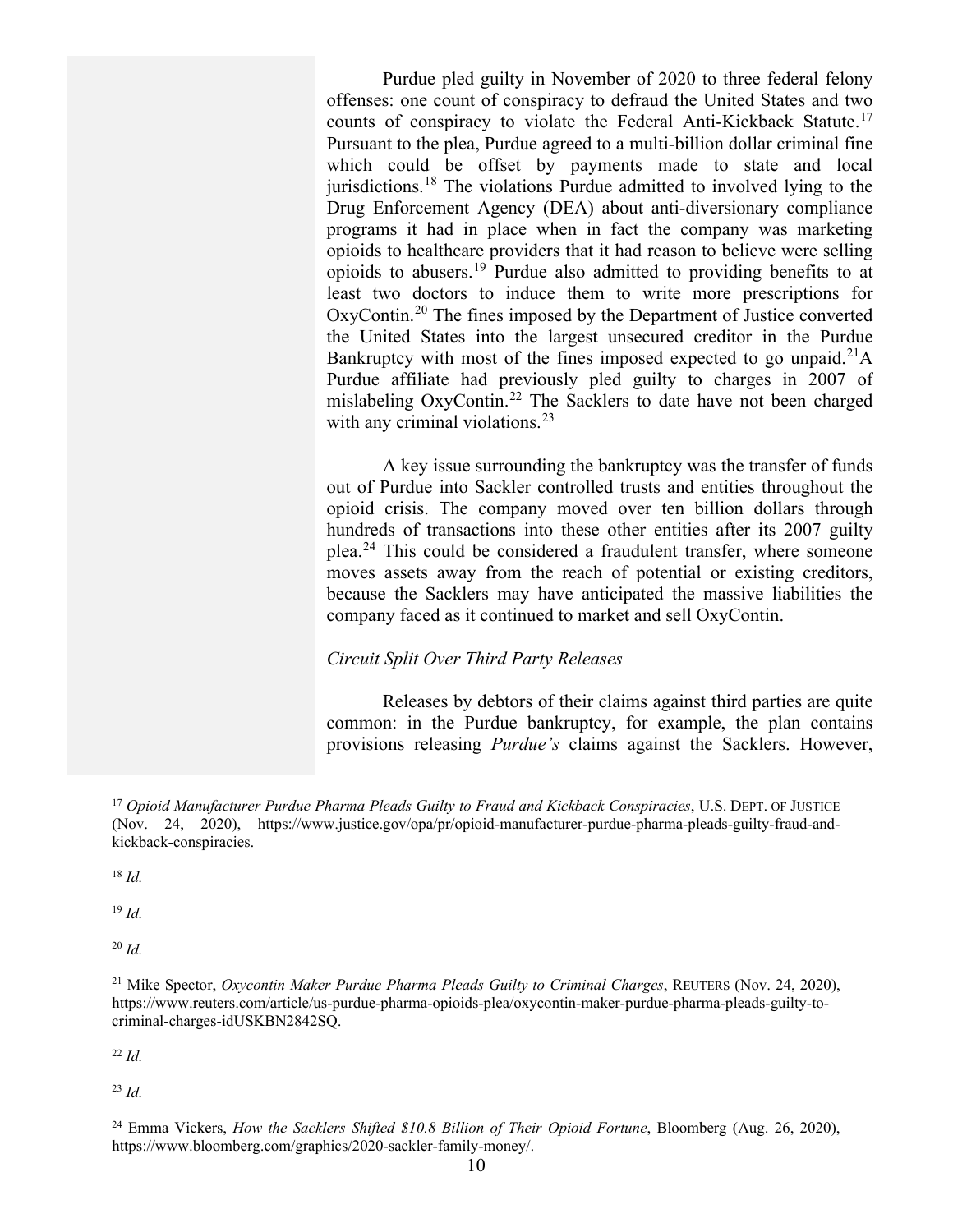Purdue pled guilty in November of 2020 to three federal felony offenses: one count of conspiracy to defraud the United States and two counts of conspiracy to violate the Federal Anti-Kickback Statute.[17] Pursuant to the plea, Purdue agreed to a multi-billion dollar criminal fine which could be offset by payments made to state and local jurisdictions.[18] The violations Purdue admitted to involved lying to the Drug Enforcement Agency (DEA) about anti-diversionary compliance programs it had in place when in fact the company was marketing opioids to healthcare providers that it had reason to believe were selling opioids to abusers.[19] Purdue also admitted to providing benefits to at least two doctors to induce them to write more prescriptions for OxyContin.[20] The fines imposed by the Department of Justice converted the United States into the largest unsecured creditor in the Purdue Bankruptcy with most of the fines imposed expected to go unpaid.[21] A Purdue affiliate had previously pled guilty to charges in 2007 of mislabeling OxyContin.[22] The Sacklers to date have not been charged with any criminal violations.[23]

A key issue surrounding the bankruptcy was the transfer of funds out of Purdue into Sackler controlled trusts and entities throughout the opioid crisis. The company moved over ten billion dollars through hundreds of transactions into these other entities after its 2007 guilty plea.[24] This could be considered a fraudulent transfer, where someone moves assets away from the reach of potential or existing creditors, because the Sacklers may have anticipated the massive liabilities the company faced as it continued to market and sell OxyContin.

*Circuit Split Over Third Party Releases*

Releases by debtors of their claims against third parties are quite common: in the Purdue bankruptcy, for example, the plan contains provisions releasing *Purdue's* claims against the Sacklers. However,

---

[17] *Opioid Manufacturer Purdue Pharma Pleads Guilty to Fraud and Kickback Conspiracies*, U.S. DEPT. OF JUSTICE (Nov. 24, 2020), https://www.justice.gov/opa/pr/opioid-manufacturer-purdue-pharma-pleads-guilty-fraud-and-kickback-conspiracies.

[18] *Id.*

[19] *Id.*

[20] *Id.*

[21] Mike Spector, *Oxycontin Maker Purdue Pharma Pleads Guilty to Criminal Charges*, REUTERS (Nov. 24, 2020), https://www.reuters.com/article/us-purdue-pharma-opioids-plea/oxycontin-maker-purdue-pharma-pleads-guilty-to-criminal-charges-idUSKBN2842SQ.

[22] *Id.*

[23] *Id.*

[24] Emma Vickers, *How the Sacklers Shifted $10.8 Billion of Their Opioid Fortune*, Bloomberg (Aug. 26, 2020), https://www.bloomberg.com/graphics/2020-sackler-family-money/.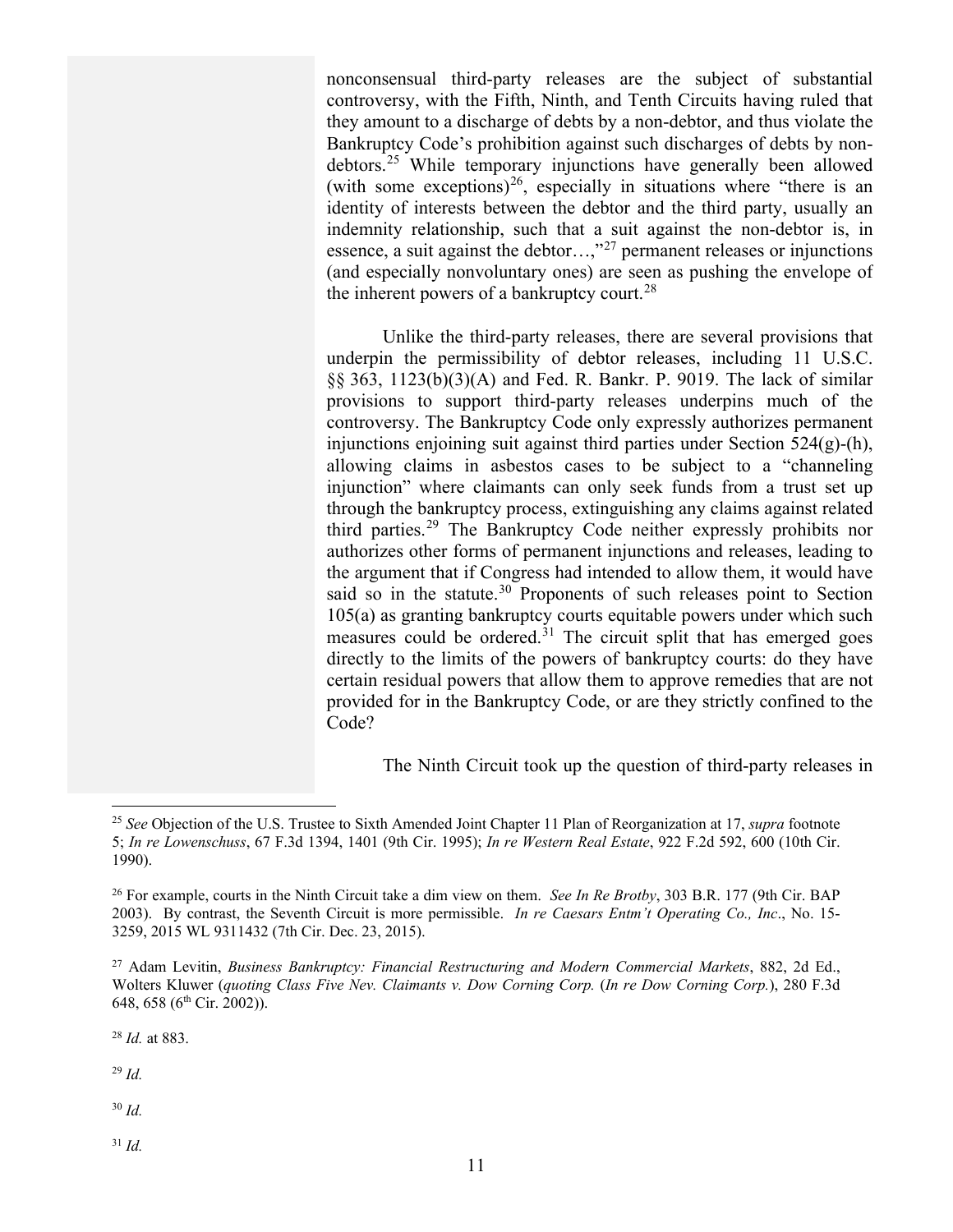nonconsensual third-party releases are the subject of substantial controversy, with the Fifth, Ninth, and Tenth Circuits having ruled that they amount to a discharge of debts by a non-debtor, and thus violate the Bankruptcy Code's prohibition against such discharges of debts by non-debtors.[25] While temporary injunctions have generally been allowed (with some exceptions)[26], especially in situations where "there is an identity of interests between the debtor and the third party, usually an indemnity relationship, such that a suit against the non-debtor is, in essence, a suit against the debtor…,"[27] permanent releases or injunctions (and especially nonvoluntary ones) are seen as pushing the envelope of the inherent powers of a bankruptcy court.[28]

Unlike the third-party releases, there are several provisions that underpin the permissibility of debtor releases, including 11 U.S.C. §§ 363, 1123(b)(3)(A) and Fed. R. Bankr. P. 9019. The lack of similar provisions to support third-party releases underpins much of the controversy. The Bankruptcy Code only expressly authorizes permanent injunctions enjoining suit against third parties under Section 524(g)-(h), allowing claims in asbestos cases to be subject to a "channeling injunction" where claimants can only seek funds from a trust set up through the bankruptcy process, extinguishing any claims against related third parties.[29] The Bankruptcy Code neither expressly prohibits nor authorizes other forms of permanent injunctions and releases, leading to the argument that if Congress had intended to allow them, it would have said so in the statute.[30] Proponents of such releases point to Section 105(a) as granting bankruptcy courts equitable powers under which such measures could be ordered.[31] The circuit split that has emerged goes directly to the limits of the powers of bankruptcy courts: do they have certain residual powers that allow them to approve remedies that are not provided for in the Bankruptcy Code, or are they strictly confined to the Code?

The Ninth Circuit took up the question of third-party releases in

---

[25] *See* Objection of the U.S. Trustee to Sixth Amended Joint Chapter 11 Plan of Reorganization at 17, *supra* footnote 5; *In re Lowenschuss*, 67 F.3d 1394, 1401 (9th Cir. 1995); *In re Western Real Estate*, 922 F.2d 592, 600 (10th Cir. 1990).

[26] For example, courts in the Ninth Circuit take a dim view on them. *See In Re Brotby*, 303 B.R. 177 (9th Cir. BAP 2003). By contrast, the Seventh Circuit is more permissible. *In re Caesars Entm't Operating Co., Inc*., No. 15-3259, 2015 WL 9311432 (7th Cir. Dec. 23, 2015).

[27] Adam Levitin, *Business Bankruptcy: Financial Restructuring and Modern Commercial Markets*, 882, 2d Ed., Wolters Kluwer (*quoting Class Five Nev. Claimants v. Dow Corning Corp.* (*In re Dow Corning Corp.*), 280 F.3d 648, 658 (6th Cir. 2002)).

[28] *Id.* at 883.

[29] *Id.*

[30] *Id.*

[31] *Id.*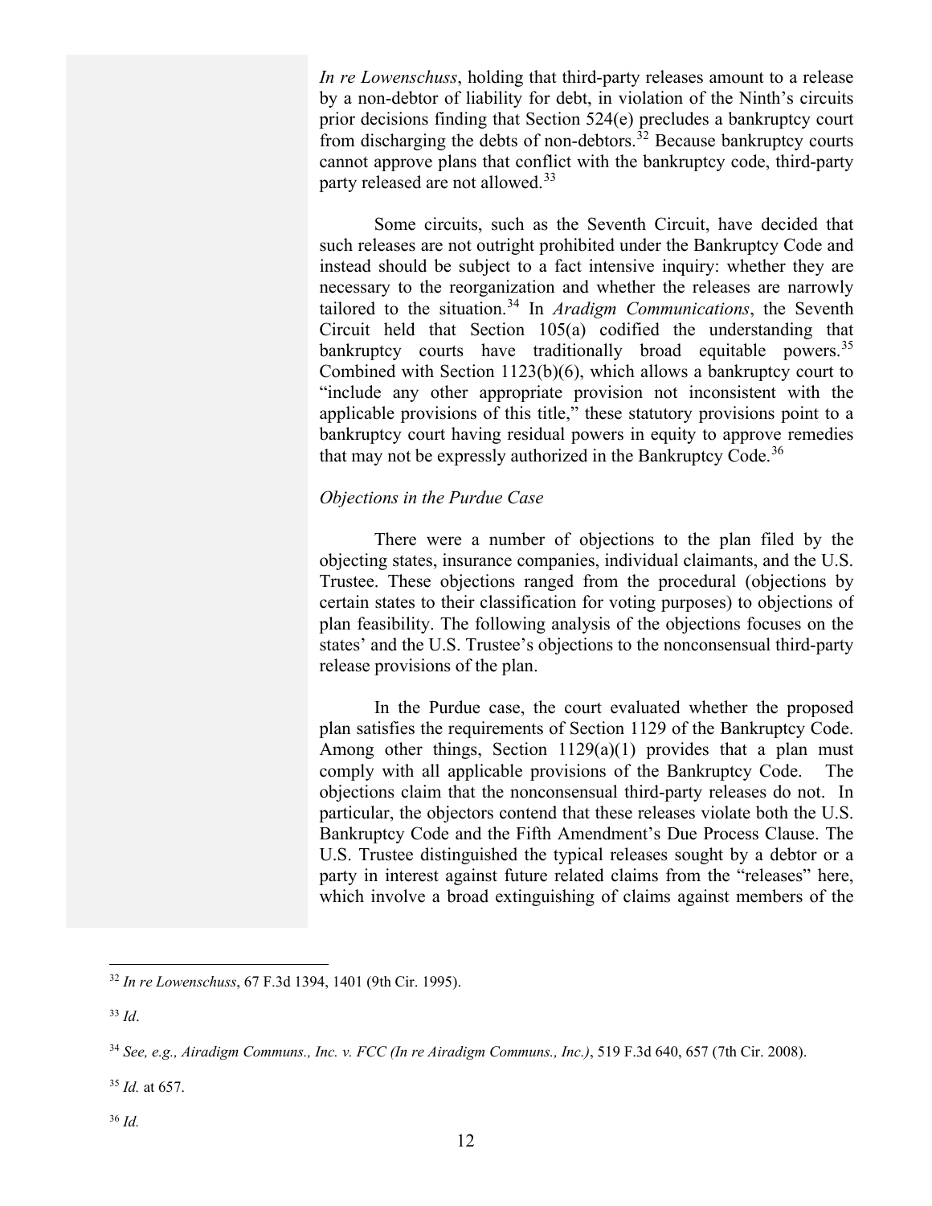*In re Lowenschuss*, holding that third-party releases amount to a release by a non-debtor of liability for debt, in violation of the Ninth's circuits prior decisions finding that Section 524(e) precludes a bankruptcy court from discharging the debts of non-debtors.[32] Because bankruptcy courts cannot approve plans that conflict with the bankruptcy code, third-party party released are not allowed.[33]

Some circuits, such as the Seventh Circuit, have decided that such releases are not outright prohibited under the Bankruptcy Code and instead should be subject to a fact intensive inquiry: whether they are necessary to the reorganization and whether the releases are narrowly tailored to the situation.[34] In *Aradigm Communications*, the Seventh Circuit held that Section 105(a) codified the understanding that bankruptcy courts have traditionally broad equitable powers.[35] Combined with Section 1123(b)(6), which allows a bankruptcy court to "include any other appropriate provision not inconsistent with the applicable provisions of this title," these statutory provisions point to a bankruptcy court having residual powers in equity to approve remedies that may not be expressly authorized in the Bankruptcy Code.[36]

*Objections in the Purdue Case*

There were a number of objections to the plan filed by the objecting states, insurance companies, individual claimants, and the U.S. Trustee. These objections ranged from the procedural (objections by certain states to their classification for voting purposes) to objections of plan feasibility. The following analysis of the objections focuses on the states' and the U.S. Trustee's objections to the nonconsensual third-party release provisions of the plan.

In the Purdue case, the court evaluated whether the proposed plan satisfies the requirements of Section 1129 of the Bankruptcy Code. Among other things, Section 1129(a)(1) provides that a plan must comply with all applicable provisions of the Bankruptcy Code. The objections claim that the nonconsensual third-party releases do not. In particular, the objectors contend that these releases violate both the U.S. Bankruptcy Code and the Fifth Amendment's Due Process Clause. The U.S. Trustee distinguished the typical releases sought by a debtor or a party in interest against future related claims from the "releases" here, which involve a broad extinguishing of claims against members of the

[32] *In re Lowenschuss*, 67 F.3d 1394, 1401 (9th Cir. 1995).

[33] *Id*.

[34] *See, e.g., Airadigm Communs., Inc. v. FCC (In re Airadigm Communs., Inc.)*, 519 F.3d 640, 657 (7th Cir. 2008).

[35] *Id.* at 657.

[36] *Id.*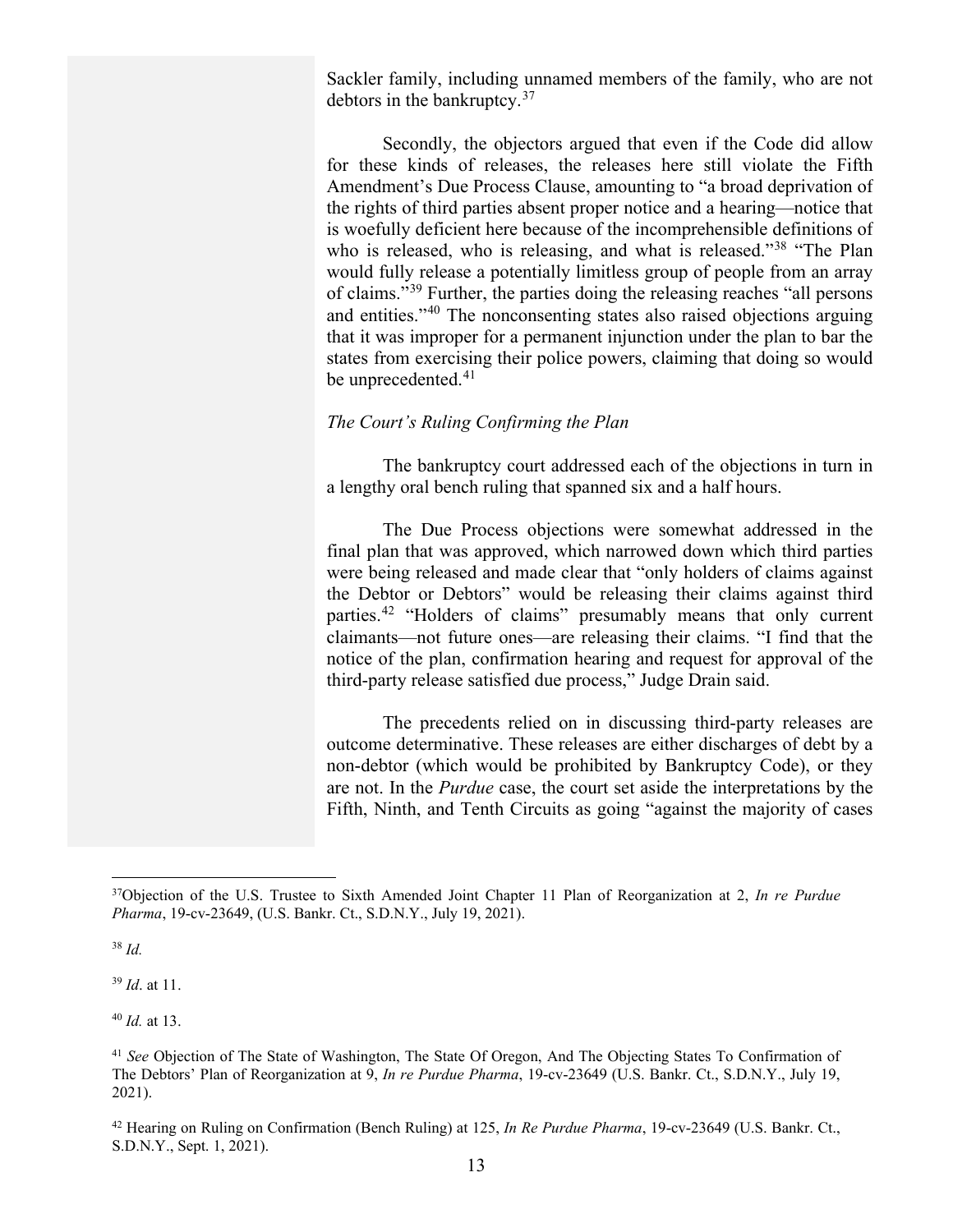Sackler family, including unnamed members of the family, who are not debtors in the bankruptcy.[37]

Secondly, the objectors argued that even if the Code did allow for these kinds of releases, the releases here still violate the Fifth Amendment's Due Process Clause, amounting to "a broad deprivation of the rights of third parties absent proper notice and a hearing—notice that is woefully deficient here because of the incomprehensible definitions of who is released, who is releasing, and what is released."[38] "The Plan would fully release a potentially limitless group of people from an array of claims."[39] Further, the parties doing the releasing reaches "all persons and entities."[40] The nonconsenting states also raised objections arguing that it was improper for a permanent injunction under the plan to bar the states from exercising their police powers, claiming that doing so would be unprecedented.[41]

*The Court's Ruling Confirming the Plan*

The bankruptcy court addressed each of the objections in turn in a lengthy oral bench ruling that spanned six and a half hours.

The Due Process objections were somewhat addressed in the final plan that was approved, which narrowed down which third parties were being released and made clear that "only holders of claims against the Debtor or Debtors" would be releasing their claims against third parties.[42] "Holders of claims" presumably means that only current claimants—not future ones—are releasing their claims. "I find that the notice of the plan, confirmation hearing and request for approval of the third-party release satisfied due process," Judge Drain said.

The precedents relied on in discussing third-party releases are outcome determinative. These releases are either discharges of debt by a non-debtor (which would be prohibited by Bankruptcy Code), or they are not. In the *Purdue* case, the court set aside the interpretations by the Fifth, Ninth, and Tenth Circuits as going "against the majority of cases

---

[37] Objection of the U.S. Trustee to Sixth Amended Joint Chapter 11 Plan of Reorganization at 2, *In re Purdue Pharma*, 19-cv-23649, (U.S. Bankr. Ct., S.D.N.Y., July 19, 2021).

[38] *Id.*

[39] *Id*. at 11.

[40] *Id.* at 13.

[41] *See* Objection of The State of Washington, The State Of Oregon, And The Objecting States To Confirmation of The Debtors' Plan of Reorganization at 9, *In re Purdue Pharma*, 19-cv-23649 (U.S. Bankr. Ct., S.D.N.Y., July 19, 2021).

[42] Hearing on Ruling on Confirmation (Bench Ruling) at 125, *In Re Purdue Pharma*, 19-cv-23649 (U.S. Bankr. Ct., S.D.N.Y., Sept. 1, 2021).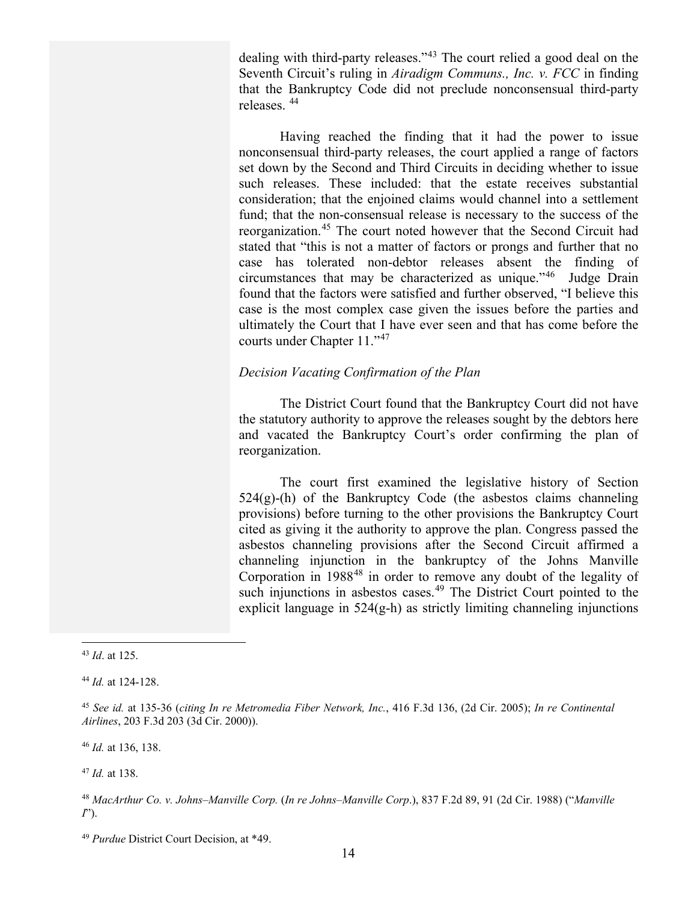dealing with third-party releases."[43] The court relied a good deal on the Seventh Circuit's ruling in *Airadigm Communs., Inc. v. FCC* in finding that the Bankruptcy Code did not preclude nonconsensual third-party releases.[44]

Having reached the finding that it had the power to issue nonconsensual third-party releases, the court applied a range of factors set down by the Second and Third Circuits in deciding whether to issue such releases. These included: that the estate receives substantial consideration; that the enjoined claims would channel into a settlement fund; that the non-consensual release is necessary to the success of the reorganization.[45] The court noted however that the Second Circuit had stated that "this is not a matter of factors or prongs and further that no case has tolerated non-debtor releases absent the finding of circumstances that may be characterized as unique."[46] Judge Drain found that the factors were satisfied and further observed, "I believe this case is the most complex case given the issues before the parties and ultimately the Court that I have ever seen and that has come before the courts under Chapter 11."[47]

*Decision Vacating Confirmation of the Plan*

The District Court found that the Bankruptcy Court did not have the statutory authority to approve the releases sought by the debtors here and vacated the Bankruptcy Court's order confirming the plan of reorganization.

The court first examined the legislative history of Section 524(g)-(h) of the Bankruptcy Code (the asbestos claims channeling provisions) before turning to the other provisions the Bankruptcy Court cited as giving it the authority to approve the plan. Congress passed the asbestos channeling provisions after the Second Circuit affirmed a channeling injunction in the bankruptcy of the Johns Manville Corporation in 1988[48] in order to remove any doubt of the legality of such injunctions in asbestos cases.[49] The District Court pointed to the explicit language in 524(g-h) as strictly limiting channeling injunctions

---

[43] *Id*. at 125.

[44] *Id.* at 124-128.

[45] *See id.* at 135-36 (*citing In re Metromedia Fiber Network, Inc.*, 416 F.3d 136, (2d Cir. 2005); *In re Continental Airlines*, 203 F.3d 203 (3d Cir. 2000)).

[46] *Id.* at 136, 138.

[47] *Id.* at 138.

[48] *MacArthur Co. v. Johns–Manville Corp.* (*In re Johns–Manville Corp.*), 837 F.2d 89, 91 (2d Cir. 1988) ("*Manville I*").

[49] *Purdue* District Court Decision, at \*49.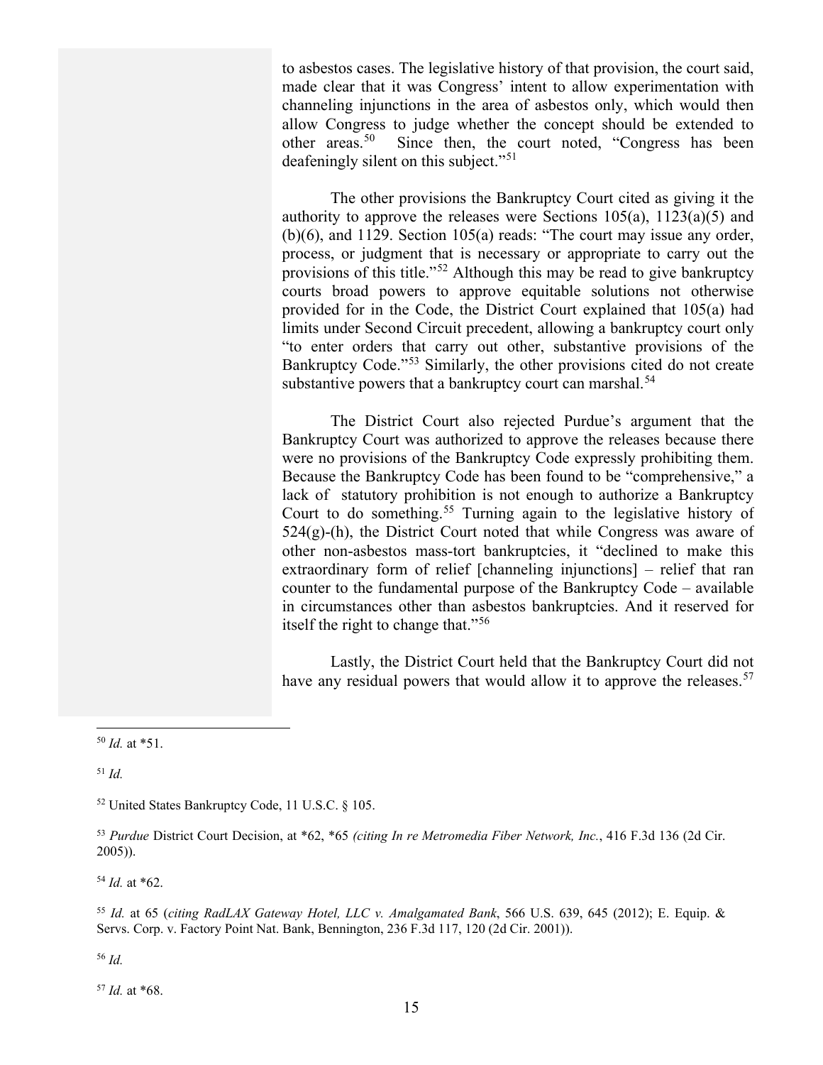to asbestos cases. The legislative history of that provision, the court said, made clear that it was Congress' intent to allow experimentation with channeling injunctions in the area of asbestos only, which would then allow Congress to judge whether the concept should be extended to other areas.[50] Since then, the court noted, "Congress has been deafeningly silent on this subject."[51]

The other provisions the Bankruptcy Court cited as giving it the authority to approve the releases were Sections 105(a), 1123(a)(5) and (b)(6), and 1129. Section 105(a) reads: "The court may issue any order, process, or judgment that is necessary or appropriate to carry out the provisions of this title."[52] Although this may be read to give bankruptcy courts broad powers to approve equitable solutions not otherwise provided for in the Code, the District Court explained that 105(a) had limits under Second Circuit precedent, allowing a bankruptcy court only "to enter orders that carry out other, substantive provisions of the Bankruptcy Code."[53] Similarly, the other provisions cited do not create substantive powers that a bankruptcy court can marshal.[54]

The District Court also rejected Purdue's argument that the Bankruptcy Court was authorized to approve the releases because there were no provisions of the Bankruptcy Code expressly prohibiting them. Because the Bankruptcy Code has been found to be "comprehensive," a lack of statutory prohibition is not enough to authorize a Bankruptcy Court to do something.[55] Turning again to the legislative history of 524(g)-(h), the District Court noted that while Congress was aware of other non-asbestos mass-tort bankruptcies, it "declined to make this extraordinary form of relief [channeling injunctions] – relief that ran counter to the fundamental purpose of the Bankruptcy Code – available in circumstances other than asbestos bankruptcies. And it reserved for itself the right to change that."[56]

Lastly, the District Court held that the Bankruptcy Court did not have any residual powers that would allow it to approve the releases.[57]

---

[50] *Id.* at *51.

[51] *Id.*

[52] United States Bankruptcy Code, 11 U.S.C. § 105.

[53] *Purdue* District Court Decision, at *62, *65 *(citing In re Metromedia Fiber Network, Inc.*, 416 F.3d 136 (2d Cir. 2005)).

[54] *Id.* at *62.

[55] *Id.* at 65 (*citing RadLAX Gateway Hotel, LLC v. Amalgamated Bank*, 566 U.S. 639, 645 (2012); E. Equip. & Servs. Corp. v. Factory Point Nat. Bank, Bennington, 236 F.3d 117, 120 (2d Cir. 2001)).

[56] *Id.*

[57] *Id.* at *68.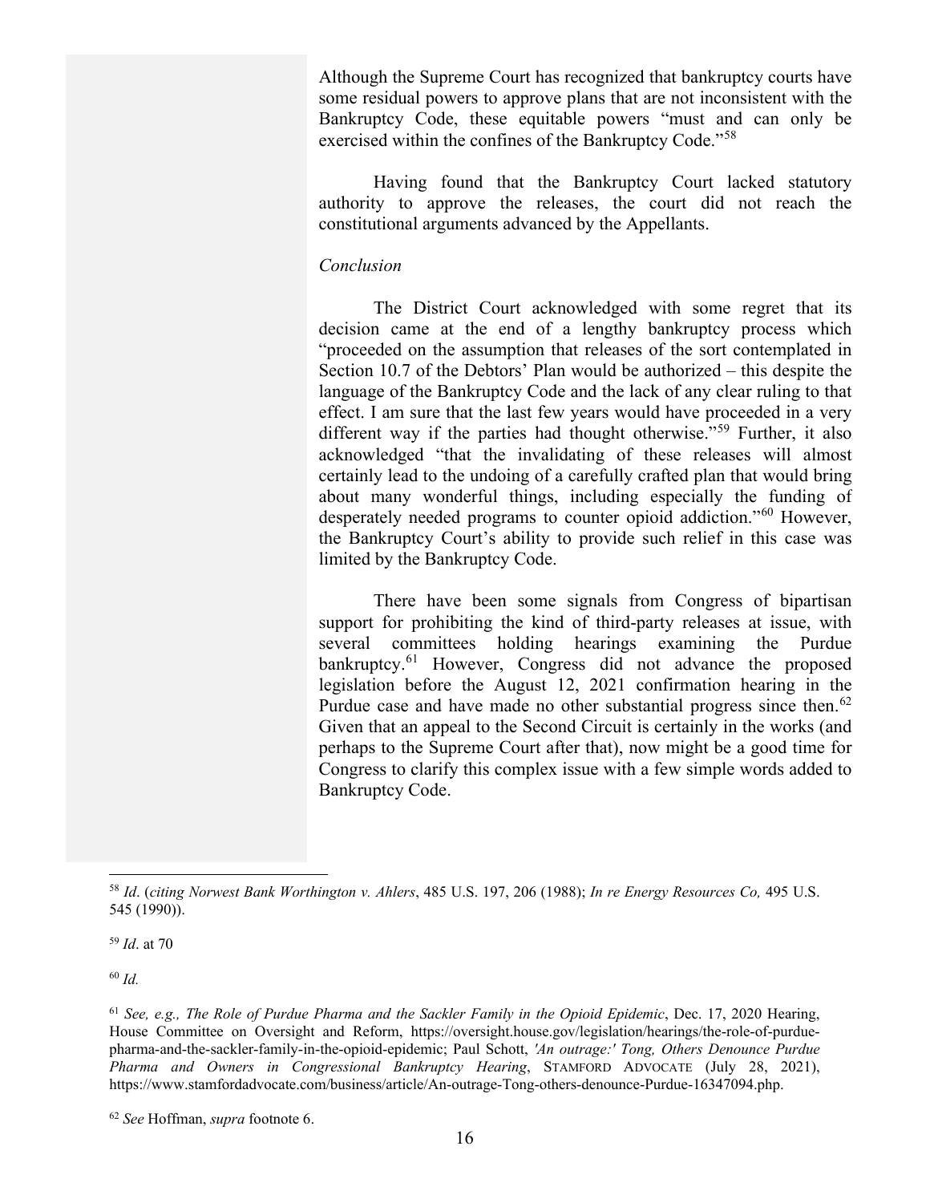Although the Supreme Court has recognized that bankruptcy courts have some residual powers to approve plans that are not inconsistent with the Bankruptcy Code, these equitable powers "must and can only be exercised within the confines of the Bankruptcy Code."[58]

Having found that the Bankruptcy Court lacked statutory authority to approve the releases, the court did not reach the constitutional arguments advanced by the Appellants.

*Conclusion*

The District Court acknowledged with some regret that its decision came at the end of a lengthy bankruptcy process which "proceeded on the assumption that releases of the sort contemplated in Section 10.7 of the Debtors' Plan would be authorized – this despite the language of the Bankruptcy Code and the lack of any clear ruling to that effect. I am sure that the last few years would have proceeded in a very different way if the parties had thought otherwise."[59] Further, it also acknowledged "that the invalidating of these releases will almost certainly lead to the undoing of a carefully crafted plan that would bring about many wonderful things, including especially the funding of desperately needed programs to counter opioid addiction."[60] However, the Bankruptcy Court's ability to provide such relief in this case was limited by the Bankruptcy Code.

There have been some signals from Congress of bipartisan support for prohibiting the kind of third-party releases at issue, with several committees holding hearings examining the Purdue bankruptcy.[61] However, Congress did not advance the proposed legislation before the August 12, 2021 confirmation hearing in the Purdue case and have made no other substantial progress since then.[62] Given that an appeal to the Second Circuit is certainly in the works (and perhaps to the Supreme Court after that), now might be a good time for Congress to clarify this complex issue with a few simple words added to Bankruptcy Code.

---

[58] *Id*. (*citing Norwest Bank Worthington v. Ahlers*, 485 U.S. 197, 206 (1988); *In re Energy Resources Co,* 495 U.S. 545 (1990)).

[59] *Id*. at 70

[60] *Id.*

[61] *See, e.g., The Role of Purdue Pharma and the Sackler Family in the Opioid Epidemic*, Dec. 17, 2020 Hearing, House Committee on Oversight and Reform, https://oversight.house.gov/legislation/hearings/the-role-of-purdue-pharma-and-the-sackler-family-in-the-opioid-epidemic; Paul Schott, *'An outrage:' Tong, Others Denounce Purdue Pharma and Owners in Congressional Bankruptcy Hearing*, STAMFORD ADVOCATE (July 28, 2021), https://www.stamfordadvocate.com/business/article/An-outrage-Tong-others-denounce-Purdue-16347094.php.

[62] *See* Hoffman, *supra* footnote 6.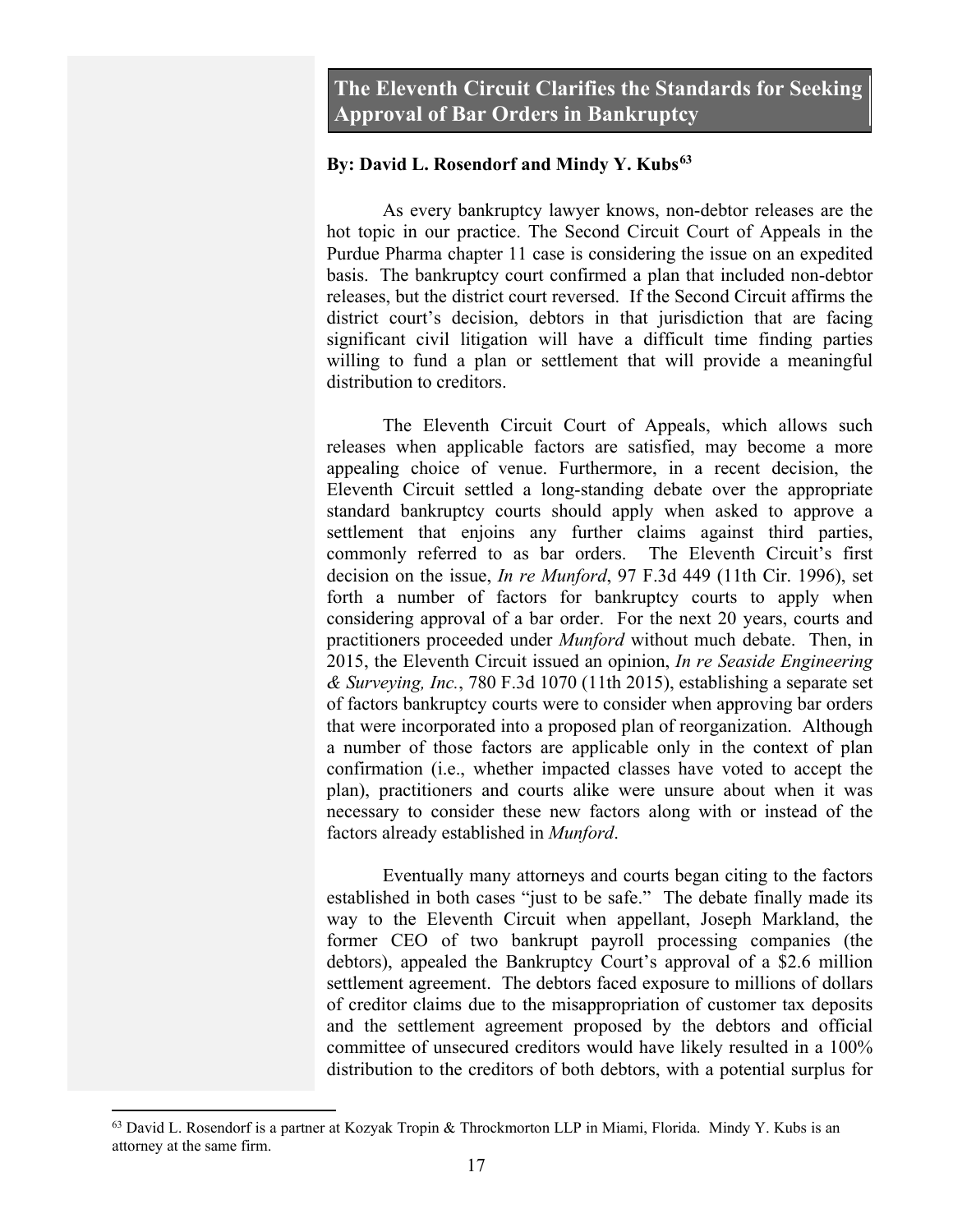## The Eleventh Circuit Clarifies the Standards for Seeking Approval of Bar Orders in Bankruptcy

**By: David L. Rosendorf and Mindy Y. Kubs[63]**

As every bankruptcy lawyer knows, non-debtor releases are the hot topic in our practice. The Second Circuit Court of Appeals in the Purdue Pharma chapter 11 case is considering the issue on an expedited basis. The bankruptcy court confirmed a plan that included non-debtor releases, but the district court reversed. If the Second Circuit affirms the district court's decision, debtors in that jurisdiction that are facing significant civil litigation will have a difficult time finding parties willing to fund a plan or settlement that will provide a meaningful distribution to creditors.

The Eleventh Circuit Court of Appeals, which allows such releases when applicable factors are satisfied, may become a more appealing choice of venue. Furthermore, in a recent decision, the Eleventh Circuit settled a long-standing debate over the appropriate standard bankruptcy courts should apply when asked to approve a settlement that enjoins any further claims against third parties, commonly referred to as bar orders. The Eleventh Circuit's first decision on the issue, *In re Munford*, 97 F.3d 449 (11th Cir. 1996), set forth a number of factors for bankruptcy courts to apply when considering approval of a bar order. For the next 20 years, courts and practitioners proceeded under *Munford* without much debate. Then, in 2015, the Eleventh Circuit issued an opinion, *In re Seaside Engineering & Surveying, Inc.*, 780 F.3d 1070 (11th 2015), establishing a separate set of factors bankruptcy courts were to consider when approving bar orders that were incorporated into a proposed plan of reorganization. Although a number of those factors are applicable only in the context of plan confirmation (i.e., whether impacted classes have voted to accept the plan), practitioners and courts alike were unsure about when it was necessary to consider these new factors along with or instead of the factors already established in *Munford*.

Eventually many attorneys and courts began citing to the factors established in both cases "just to be safe." The debate finally made its way to the Eleventh Circuit when appellant, Joseph Markland, the former CEO of two bankrupt payroll processing companies (the debtors), appealed the Bankruptcy Court's approval of a $2.6 million settlement agreement. The debtors faced exposure to millions of dollars of creditor claims due to the misappropriation of customer tax deposits and the settlement agreement proposed by the debtors and official committee of unsecured creditors would have likely resulted in a 100% distribution to the creditors of both debtors, with a potential surplus for

[63] David L. Rosendorf is a partner at Kozyak Tropin & Throckmorton LLP in Miami, Florida. Mindy Y. Kubs is an attorney at the same firm.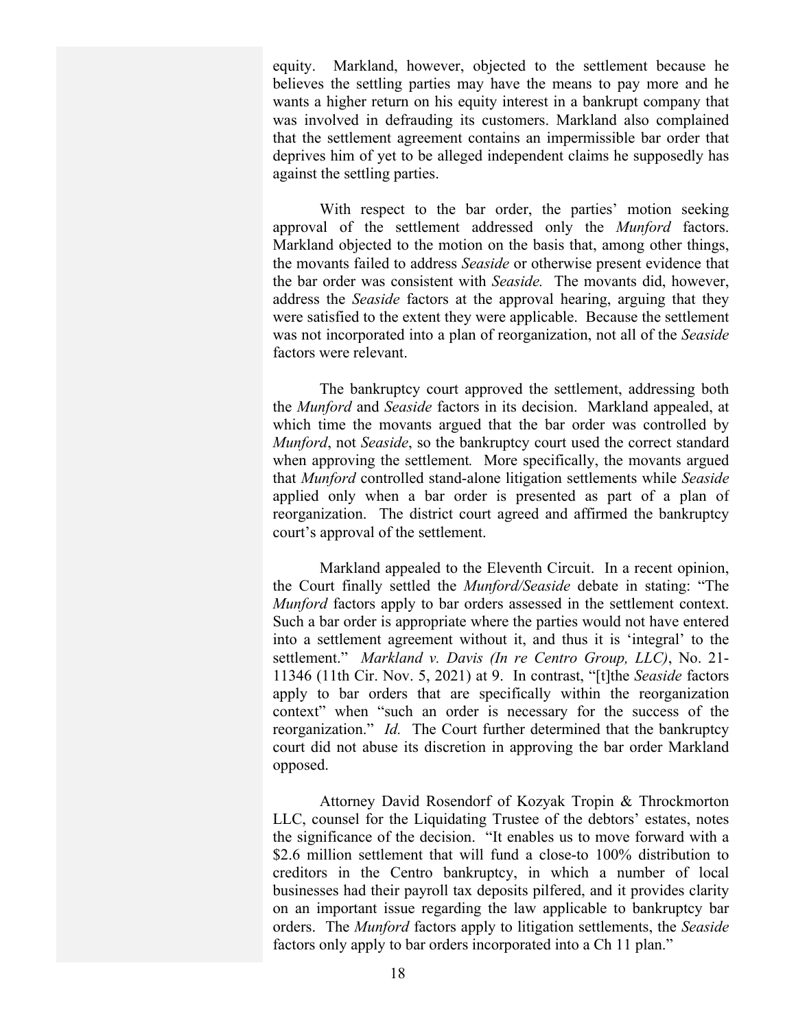equity. Markland, however, objected to the settlement because he believes the settling parties may have the means to pay more and he wants a higher return on his equity interest in a bankrupt company that was involved in defrauding its customers. Markland also complained that the settlement agreement contains an impermissible bar order that deprives him of yet to be alleged independent claims he supposedly has against the settling parties.

With respect to the bar order, the parties' motion seeking approval of the settlement addressed only the *Munford* factors. Markland objected to the motion on the basis that, among other things, the movants failed to address *Seaside* or otherwise present evidence that the bar order was consistent with *Seaside.* The movants did, however, address the *Seaside* factors at the approval hearing, arguing that they were satisfied to the extent they were applicable. Because the settlement was not incorporated into a plan of reorganization, not all of the *Seaside* factors were relevant.

The bankruptcy court approved the settlement, addressing both the *Munford* and *Seaside* factors in its decision. Markland appealed, at which time the movants argued that the bar order was controlled by *Munford*, not *Seaside*, so the bankruptcy court used the correct standard when approving the settlement*.* More specifically, the movants argued that *Munford* controlled stand-alone litigation settlements while *Seaside* applied only when a bar order is presented as part of a plan of reorganization. The district court agreed and affirmed the bankruptcy court's approval of the settlement.

Markland appealed to the Eleventh Circuit. In a recent opinion, the Court finally settled the *Munford/Seaside* debate in stating: "The *Munford* factors apply to bar orders assessed in the settlement context. Such a bar order is appropriate where the parties would not have entered into a settlement agreement without it, and thus it is 'integral' to the settlement." *Markland v. Davis (In re Centro Group, LLC)*, No. 21-11346 (11th Cir. Nov. 5, 2021) at 9. In contrast, "[t]the *Seaside* factors apply to bar orders that are specifically within the reorganization context" when "such an order is necessary for the success of the reorganization." *Id.* The Court further determined that the bankruptcy court did not abuse its discretion in approving the bar order Markland opposed.

Attorney David Rosendorf of Kozyak Tropin & Throckmorton LLC, counsel for the Liquidating Trustee of the debtors' estates, notes the significance of the decision. "It enables us to move forward with a \$2.6 million settlement that will fund a close-to 100% distribution to creditors in the Centro bankruptcy, in which a number of local businesses had their payroll tax deposits pilfered, and it provides clarity on an important issue regarding the law applicable to bankruptcy bar orders. The *Munford* factors apply to litigation settlements, the *Seaside* factors only apply to bar orders incorporated into a Ch 11 plan."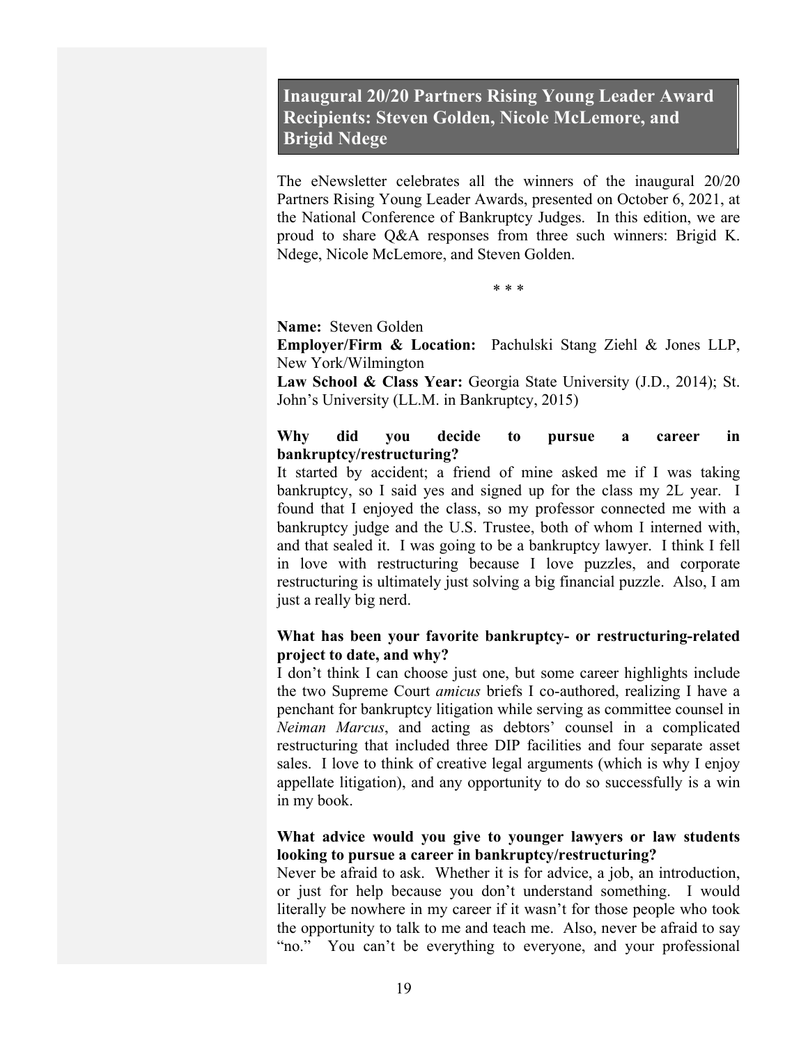## Inaugural 20/20 Partners Rising Young Leader Award Recipients: Steven Golden, Nicole McLemore, and Brigid Ndege

The eNewsletter celebrates all the winners of the inaugural 20/20 Partners Rising Young Leader Awards, presented on October 6, 2021, at the National Conference of Bankruptcy Judges. In this edition, we are proud to share Q&A responses from three such winners: Brigid K. Ndege, Nicole McLemore, and Steven Golden.

\* \* \*

**Name:** Steven Golden
**Employer/Firm & Location:** Pachulski Stang Ziehl & Jones LLP, New York/Wilmington
**Law School & Class Year:** Georgia State University (J.D., 2014); St. John's University (LL.M. in Bankruptcy, 2015)

**Why did you decide to pursue a career in bankruptcy/restructuring?**

It started by accident; a friend of mine asked me if I was taking bankruptcy, so I said yes and signed up for the class my 2L year. I found that I enjoyed the class, so my professor connected me with a bankruptcy judge and the U.S. Trustee, both of whom I interned with, and that sealed it. I was going to be a bankruptcy lawyer. I think I fell in love with restructuring because I love puzzles, and corporate restructuring is ultimately just solving a big financial puzzle. Also, I am just a really big nerd.

**What has been your favorite bankruptcy- or restructuring-related project to date, and why?**

I don't think I can choose just one, but some career highlights include the two Supreme Court *amicus* briefs I co-authored, realizing I have a penchant for bankruptcy litigation while serving as committee counsel in *Neiman Marcus*, and acting as debtors' counsel in a complicated restructuring that included three DIP facilities and four separate asset sales. I love to think of creative legal arguments (which is why I enjoy appellate litigation), and any opportunity to do so successfully is a win in my book.

**What advice would you give to younger lawyers or law students looking to pursue a career in bankruptcy/restructuring?**

Never be afraid to ask. Whether it is for advice, a job, an introduction, or just for help because you don't understand something. I would literally be nowhere in my career if it wasn't for those people who took the opportunity to talk to me and teach me. Also, never be afraid to say "no." You can't be everything to everyone, and your professional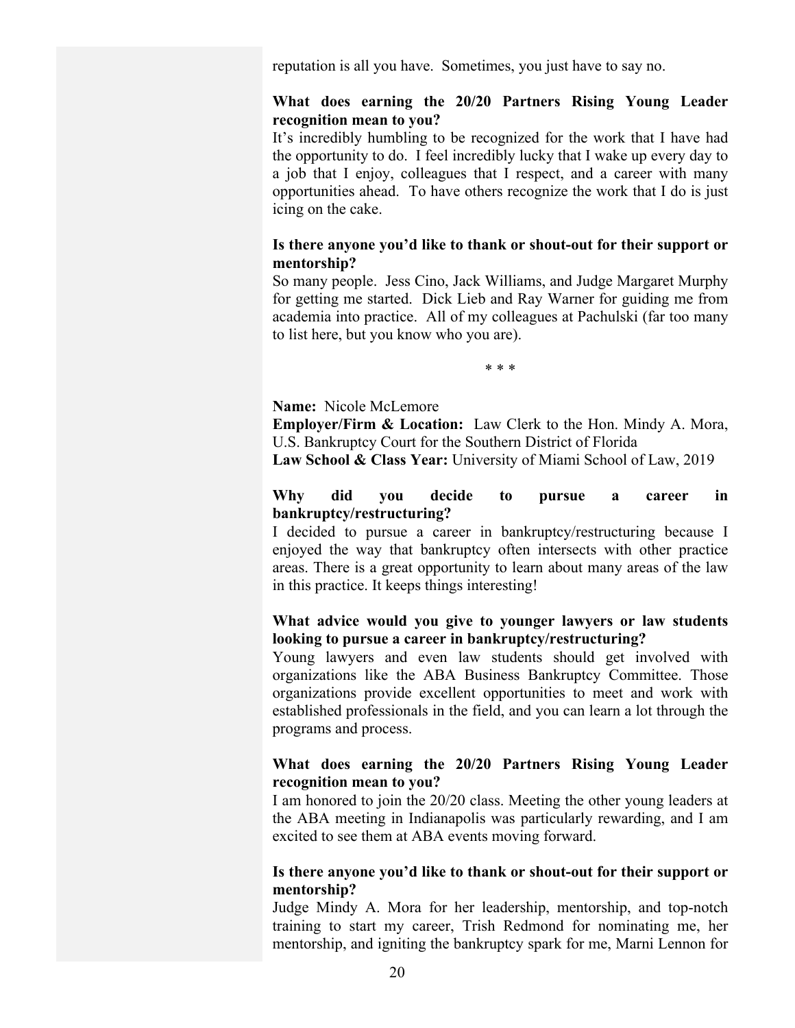reputation is all you have. Sometimes, you just have to say no.

**What does earning the 20/20 Partners Rising Young Leader recognition mean to you?**
It's incredibly humbling to be recognized for the work that I have had the opportunity to do. I feel incredibly lucky that I wake up every day to a job that I enjoy, colleagues that I respect, and a career with many opportunities ahead. To have others recognize the work that I do is just icing on the cake.

**Is there anyone you'd like to thank or shout-out for their support or mentorship?**
So many people. Jess Cino, Jack Williams, and Judge Margaret Murphy for getting me started. Dick Lieb and Ray Warner for guiding me from academia into practice. All of my colleagues at Pachulski (far too many to list here, but you know who you are).

\* \* \*

**Name:** Nicole McLemore
**Employer/Firm & Location:** Law Clerk to the Hon. Mindy A. Mora, U.S. Bankruptcy Court for the Southern District of Florida
**Law School & Class Year:** University of Miami School of Law, 2019

**Why did you decide to pursue a career in bankruptcy/restructuring?**
I decided to pursue a career in bankruptcy/restructuring because I enjoyed the way that bankruptcy often intersects with other practice areas. There is a great opportunity to learn about many areas of the law in this practice. It keeps things interesting!

**What advice would you give to younger lawyers or law students looking to pursue a career in bankruptcy/restructuring?**
Young lawyers and even law students should get involved with organizations like the ABA Business Bankruptcy Committee. Those organizations provide excellent opportunities to meet and work with established professionals in the field, and you can learn a lot through the programs and process.

**What does earning the 20/20 Partners Rising Young Leader recognition mean to you?**
I am honored to join the 20/20 class. Meeting the other young leaders at the ABA meeting in Indianapolis was particularly rewarding, and I am excited to see them at ABA events moving forward.

**Is there anyone you'd like to thank or shout-out for their support or mentorship?**
Judge Mindy A. Mora for her leadership, mentorship, and top-notch training to start my career, Trish Redmond for nominating me, her mentorship, and igniting the bankruptcy spark for me, Marni Lennon for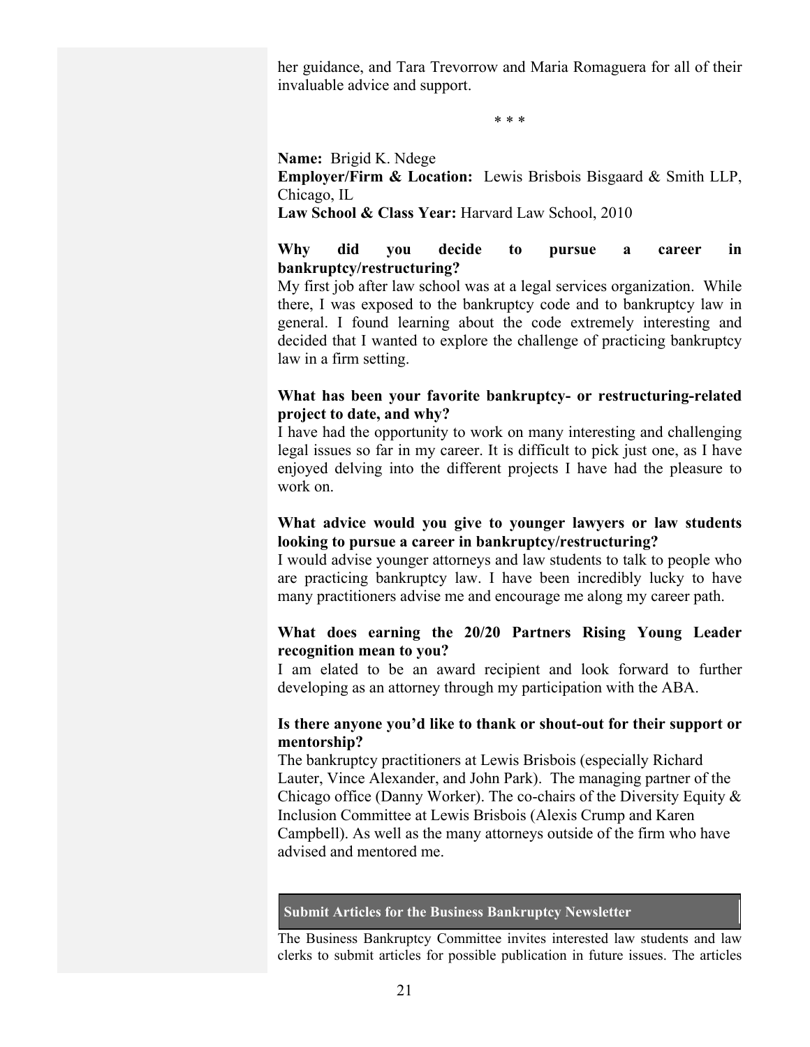her guidance, and Tara Trevorrow and Maria Romaguera for all of their invaluable advice and support.

\* \* \*

**Name:** Brigid K. Ndege
**Employer/Firm & Location:** Lewis Brisbois Bisgaard & Smith LLP, Chicago, IL
**Law School & Class Year:** Harvard Law School, 2010

**Why did you decide to pursue a career in bankruptcy/restructuring?**

My first job after law school was at a legal services organization. While there, I was exposed to the bankruptcy code and to bankruptcy law in general. I found learning about the code extremely interesting and decided that I wanted to explore the challenge of practicing bankruptcy law in a firm setting.

**What has been your favorite bankruptcy- or restructuring-related project to date, and why?**

I have had the opportunity to work on many interesting and challenging legal issues so far in my career. It is difficult to pick just one, as I have enjoyed delving into the different projects I have had the pleasure to work on.

**What advice would you give to younger lawyers or law students looking to pursue a career in bankruptcy/restructuring?**

I would advise younger attorneys and law students to talk to people who are practicing bankruptcy law. I have been incredibly lucky to have many practitioners advise me and encourage me along my career path.

**What does earning the 20/20 Partners Rising Young Leader recognition mean to you?**

I am elated to be an award recipient and look forward to further developing as an attorney through my participation with the ABA.

**Is there anyone you'd like to thank or shout-out for their support or mentorship?**

The bankruptcy practitioners at Lewis Brisbois (especially Richard Lauter, Vince Alexander, and John Park). The managing partner of the Chicago office (Danny Worker). The co-chairs of the Diversity Equity & Inclusion Committee at Lewis Brisbois (Alexis Crump and Karen Campbell). As well as the many attorneys outside of the firm who have advised and mentored me.

## Submit Articles for the Business Bankruptcy Newsletter

The Business Bankruptcy Committee invites interested law students and law clerks to submit articles for possible publication in future issues. The articles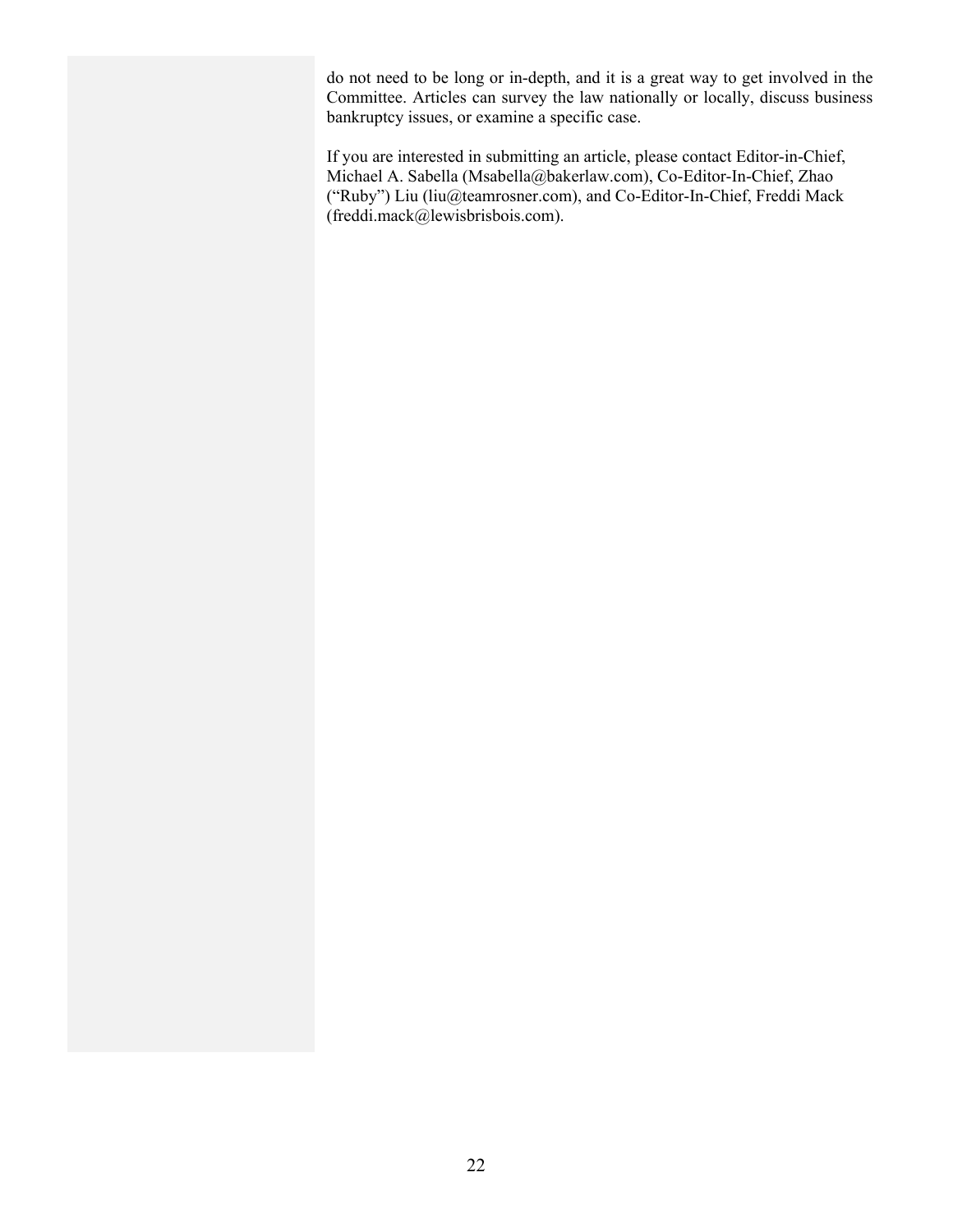do not need to be long or in-depth, and it is a great way to get involved in the Committee. Articles can survey the law nationally or locally, discuss business bankruptcy issues, or examine a specific case.

If you are interested in submitting an article, please contact Editor-in-Chief, Michael A. Sabella (Msabella@bakerlaw.com), Co-Editor-In-Chief, Zhao ("Ruby") Liu (liu@teamrosner.com), and Co-Editor-In-Chief, Freddi Mack (freddi.mack@lewisbrisbois.com).